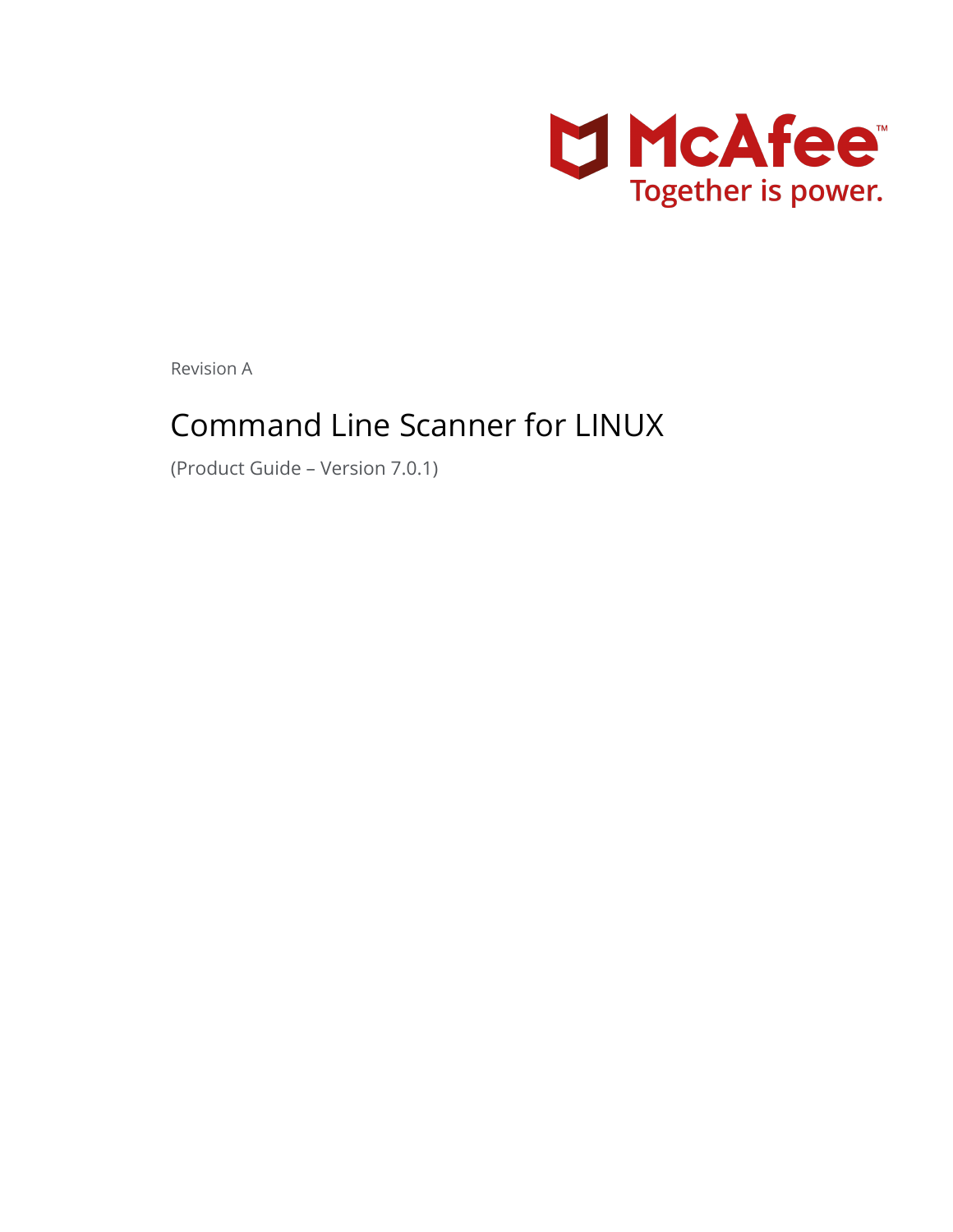McAfee™

Together is power.

Revision A

# Command Line Scanner for LINUX

(Product Guide – Version 7.0.1)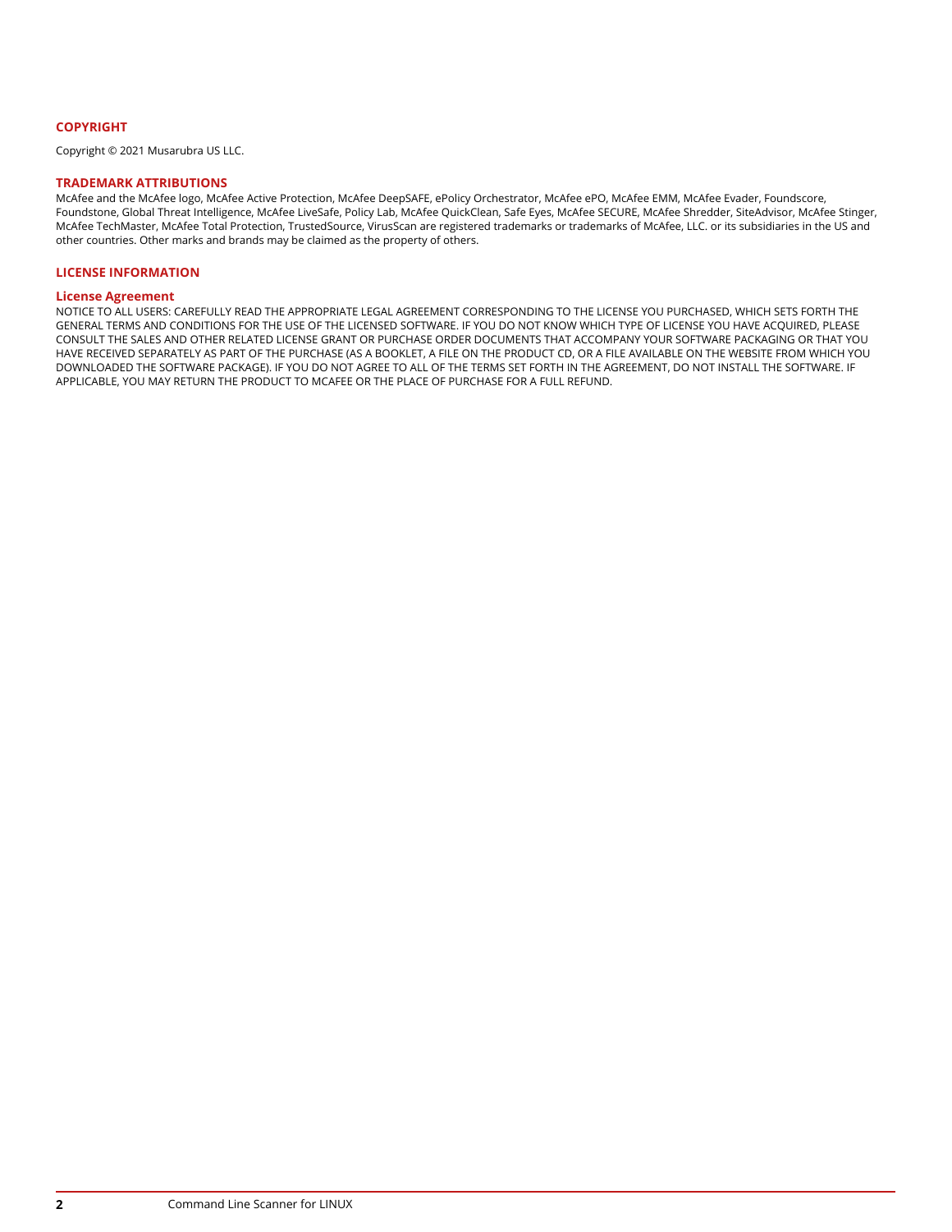## COPYRIGHT

Copyright © 2021 Musarubra US LLC.

## TRADEMARK ATTRIBUTIONS

McAfee and the McAfee logo, McAfee Active Protection, McAfee DeepSAFE, ePolicy Orchestrator, McAfee ePO, McAfee EMM, McAfee Evader, Foundscore, Foundstone, Global Threat Intelligence, McAfee LiveSafe, Policy Lab, McAfee QuickClean, Safe Eyes, McAfee SECURE, McAfee Shredder, SiteAdvisor, McAfee Stinger, McAfee TechMaster, McAfee Total Protection, TrustedSource, VirusScan are registered trademarks or trademarks of McAfee, LLC. or its subsidiaries in the US and other countries. Other marks and brands may be claimed as the property of others.

## LICENSE INFORMATION

### License Agreement

NOTICE TO ALL USERS: CAREFULLY READ THE APPROPRIATE LEGAL AGREEMENT CORRESPONDING TO THE LICENSE YOU PURCHASED, WHICH SETS FORTH THE GENERAL TERMS AND CONDITIONS FOR THE USE OF THE LICENSED SOFTWARE. IF YOU DO NOT KNOW WHICH TYPE OF LICENSE YOU HAVE ACQUIRED, PLEASE CONSULT THE SALES AND OTHER RELATED LICENSE GRANT OR PURCHASE ORDER DOCUMENTS THAT ACCOMPANY YOUR SOFTWARE PACKAGING OR THAT YOU HAVE RECEIVED SEPARATELY AS PART OF THE PURCHASE (AS A BOOKLET, A FILE ON THE PRODUCT CD, OR A FILE AVAILABLE ON THE WEBSITE FROM WHICH YOU DOWNLOADED THE SOFTWARE PACKAGE). IF YOU DO NOT AGREE TO ALL OF THE TERMS SET FORTH IN THE AGREEMENT, DO NOT INSTALL THE SOFTWARE. IF APPLICABLE, YOU MAY RETURN THE PRODUCT TO MCAFEE OR THE PLACE OF PURCHASE FOR A FULL REFUND.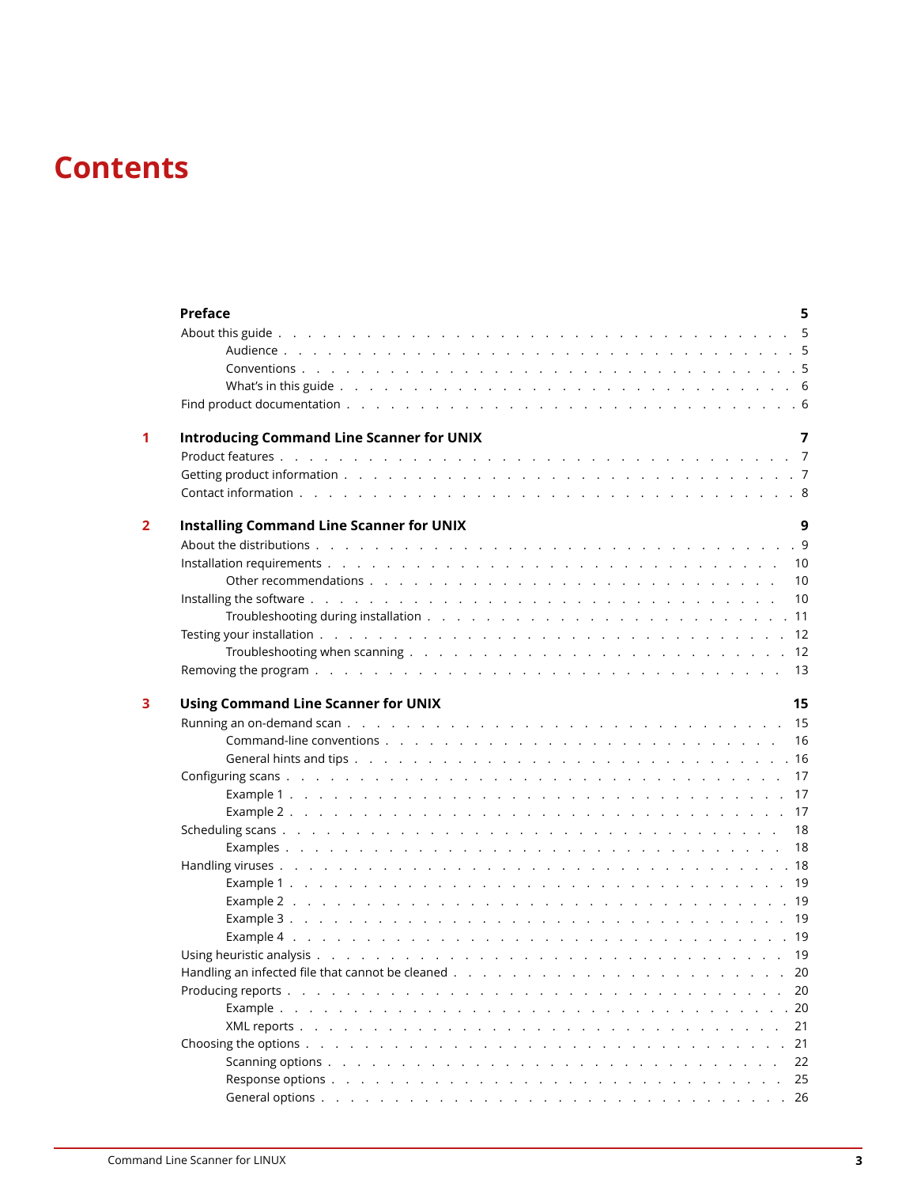# Contents

**Preface** 5

- About this guide 5
  - Audience 5
  - Conventions 5
  - What's in this guide 6
- Find product documentation 6

**1 Introducing Command Line Scanner for UNIX** 7

- Product features 7
- Getting product information 7
- Contact information 8

**2 Installing Command Line Scanner for UNIX** 9

- About the distributions 9
- Installation requirements 10
  - Other recommendations 10
- Installing the software 10
  - Troubleshooting during installation 11
- Testing your installation 12
  - Troubleshooting when scanning 12
- Removing the program 13

**3 Using Command Line Scanner for UNIX** 15

- Running an on-demand scan 15
  - Command-line conventions 16
  - General hints and tips 16
- Configuring scans 17
  - Example 1 17
  - Example 2 17
- Scheduling scans 18
  - Examples 18
- Handling viruses 18
  - Example 1 19
  - Example 2 19
  - Example 3 19
  - Example 4 19
- Using heuristic analysis 19
- Handling an infected file that cannot be cleaned 20
- Producing reports 20
  - Example 20
  - XML reports 21
- Choosing the options 21
  - Scanning options 22
  - Response options 25
  - General options 26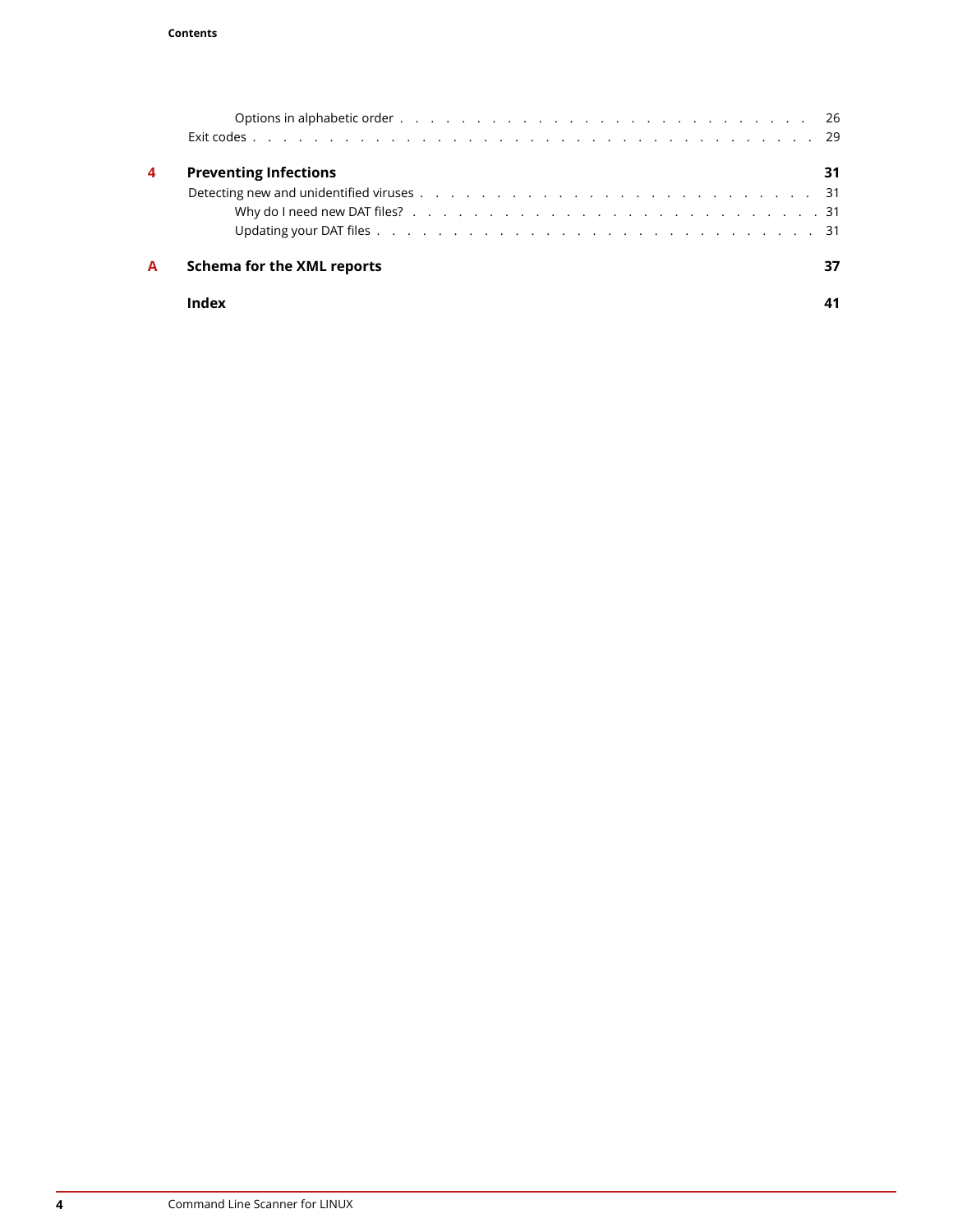Options in alphabetic order . . . . . . . . . . . . . . . . . . . . . . . . . . . . 26
Exit codes . . . . . . . . . . . . . . . . . . . . . . . . . . . . . . . . . . . . 29

**4 Preventing Infections** **31**

Detecting new and unidentified viruses . . . . . . . . . . . . . . . . . . . . . . . . . 31
Why do I need new DAT files? . . . . . . . . . . . . . . . . . . . . . . . . . . . 31
Updating your DAT files . . . . . . . . . . . . . . . . . . . . . . . . . . . . . . 31

**A Schema for the XML reports** **37**

**Index** **41**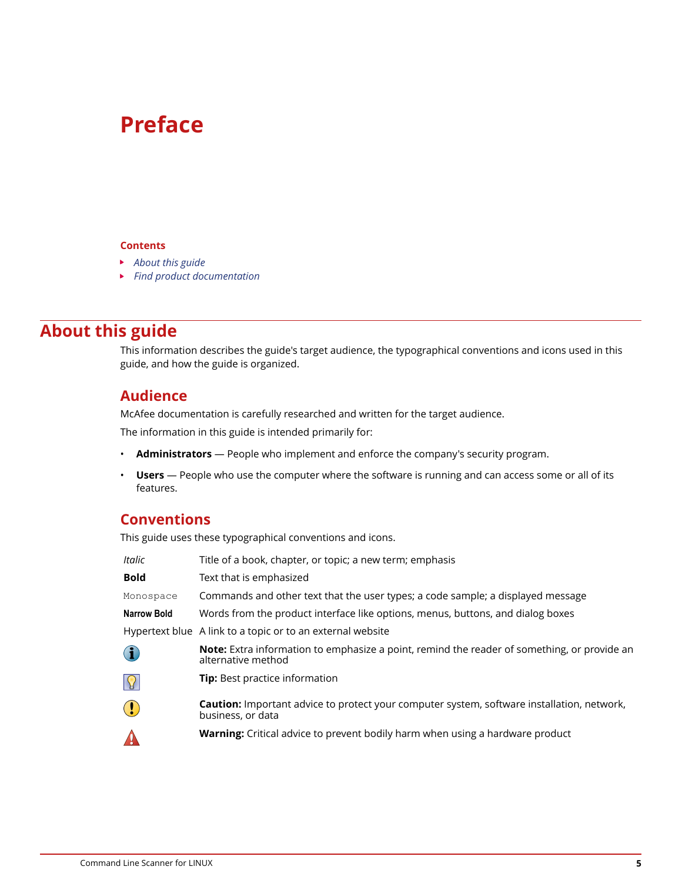# Preface

**Contents**

- *About this guide*
- *Find product documentation*

## About this guide

This information describes the guide's target audience, the typographical conventions and icons used in this guide, and how the guide is organized.

### Audience

McAfee documentation is carefully researched and written for the target audience.

The information in this guide is intended primarily for:

- **Administrators** — People who implement and enforce the company's security program.
- **Users** — People who use the computer where the software is running and can access some or all of its features.

### Conventions

This guide uses these typographical conventions and icons.

| | |
|---|---|
| *Italic* | Title of a book, chapter, or topic; a new term; emphasis |
| **Bold** | Text that is emphasized |
| `Monospace` | Commands and other text that the user types; a code sample; a displayed message |
| **Narrow Bold** | Words from the product interface like options, menus, buttons, and dialog boxes |
| Hypertext blue | A link to a topic or to an external website |
| | **Note:** Extra information to emphasize a point, remind the reader of something, or provide an alternative method |
| | **Tip:** Best practice information |
| | **Caution:** Important advice to protect your computer system, software installation, network, business, or data |
| | **Warning:** Critical advice to prevent bodily harm when using a hardware product |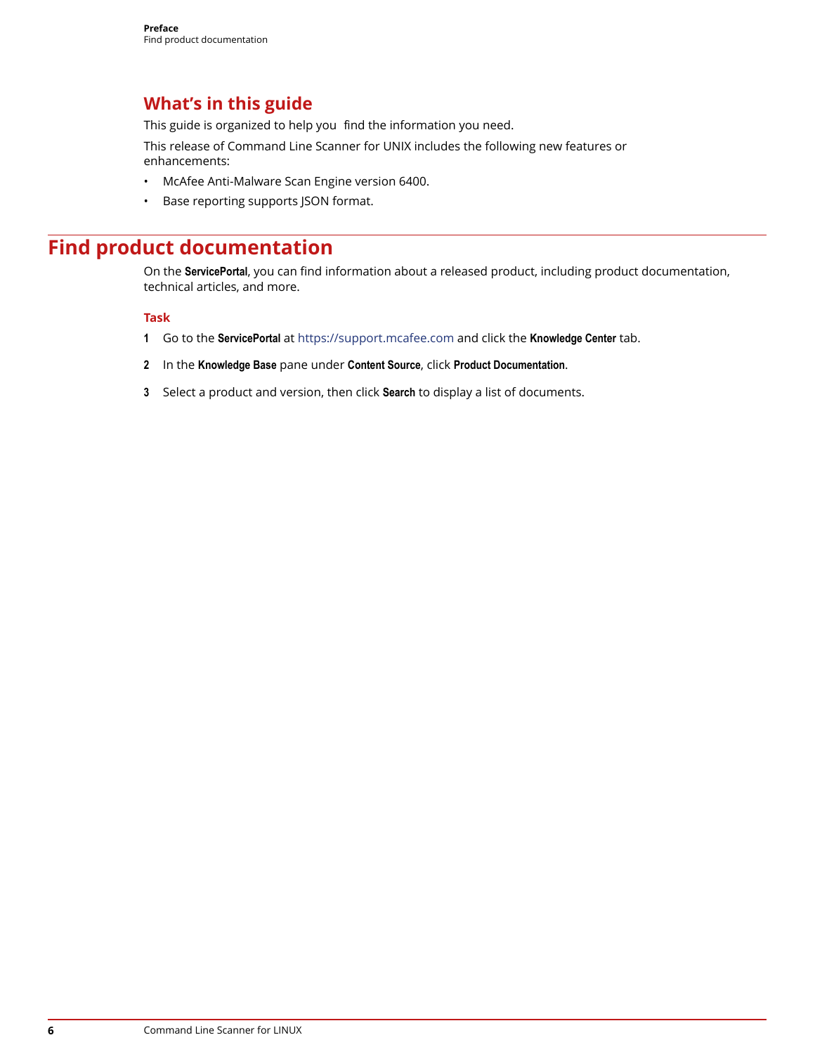## What's in this guide

This guide is organized to help you find the information you need.

This release of Command Line Scanner for UNIX includes the following new features or enhancements:

- McAfee Anti-Malware Scan Engine version 6400.
- Base reporting supports JSON format.

# Find product documentation

On the **ServicePortal**, you can find information about a released product, including product documentation, technical articles, and more.

### Task

1. Go to the **ServicePortal** at https://support.mcafee.com and click the **Knowledge Center** tab.
2. In the **Knowledge Base** pane under **Content Source**, click **Product Documentation**.
3. Select a product and version, then click **Search** to display a list of documents.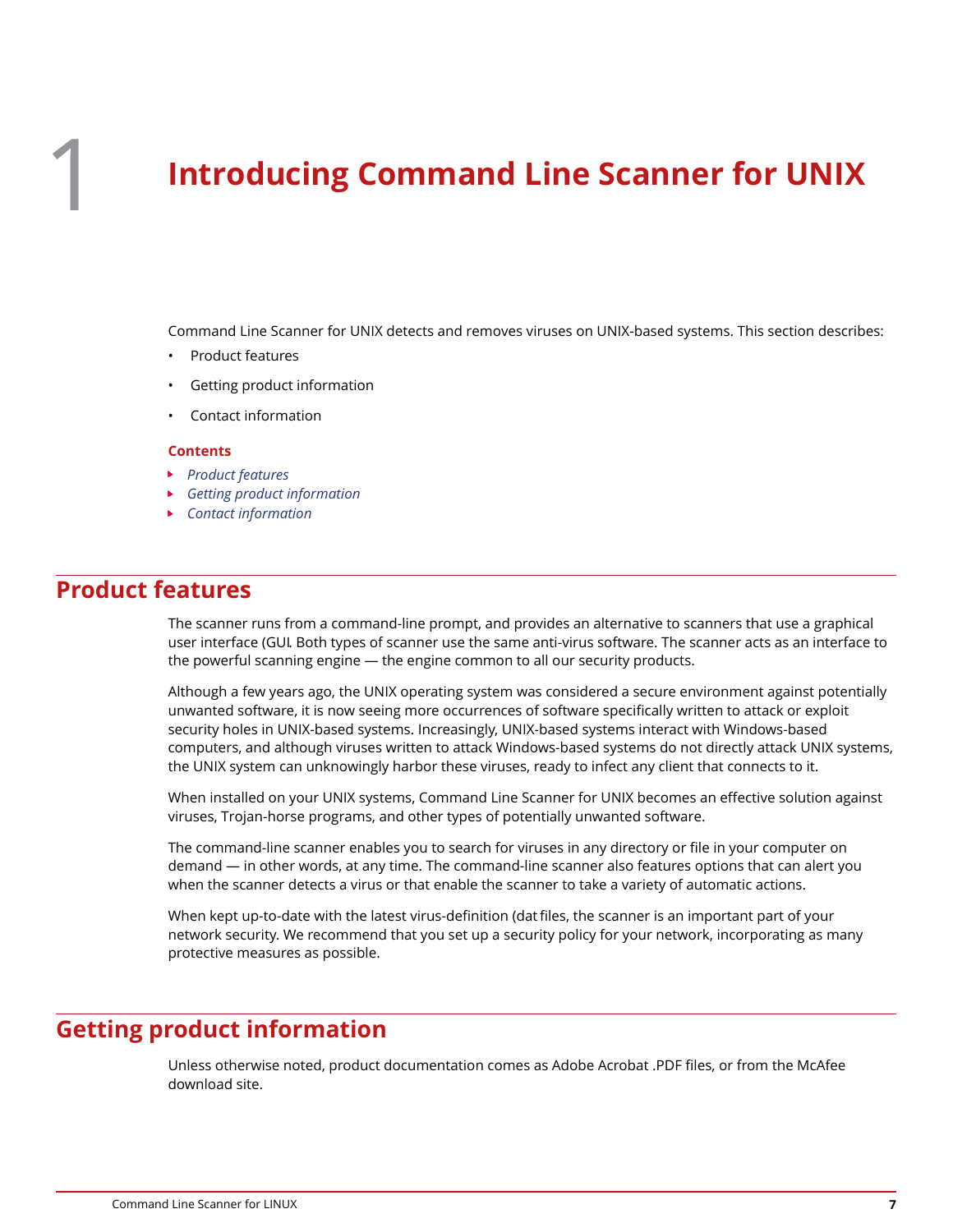# 1 Introducing Command Line Scanner for UNIX

Command Line Scanner for UNIX detects and removes viruses on UNIX-based systems. This section describes:

- Product features
- Getting product information
- Contact information

**Contents**

- *Product features*
- *Getting product information*
- *Contact information*

## Product features

The scanner runs from a command-line prompt, and provides an alternative to scanners that use a graphical user interface (GUI. Both types of scanner use the same anti-virus software. The scanner acts as an interface to the powerful scanning engine — the engine common to all our security products.

Although a few years ago, the UNIX operating system was considered a secure environment against potentially unwanted software, it is now seeing more occurrences of software specifically written to attack or exploit security holes in UNIX-based systems. Increasingly, UNIX-based systems interact with Windows-based computers, and although viruses written to attack Windows-based systems do not directly attack UNIX systems, the UNIX system can unknowingly harbor these viruses, ready to infect any client that connects to it.

When installed on your UNIX systems, Command Line Scanner for UNIX becomes an effective solution against viruses, Trojan-horse programs, and other types of potentially unwanted software.

The command-line scanner enables you to search for viruses in any directory or file in your computer on demand — in other words, at any time. The command-line scanner also features options that can alert you when the scanner detects a virus or that enable the scanner to take a variety of automatic actions.

When kept up-to-date with the latest virus-definition (dat files, the scanner is an important part of your network security. We recommend that you set up a security policy for your network, incorporating as many protective measures as possible.

## Getting product information

Unless otherwise noted, product documentation comes as Adobe Acrobat .PDF files, or from the McAfee download site.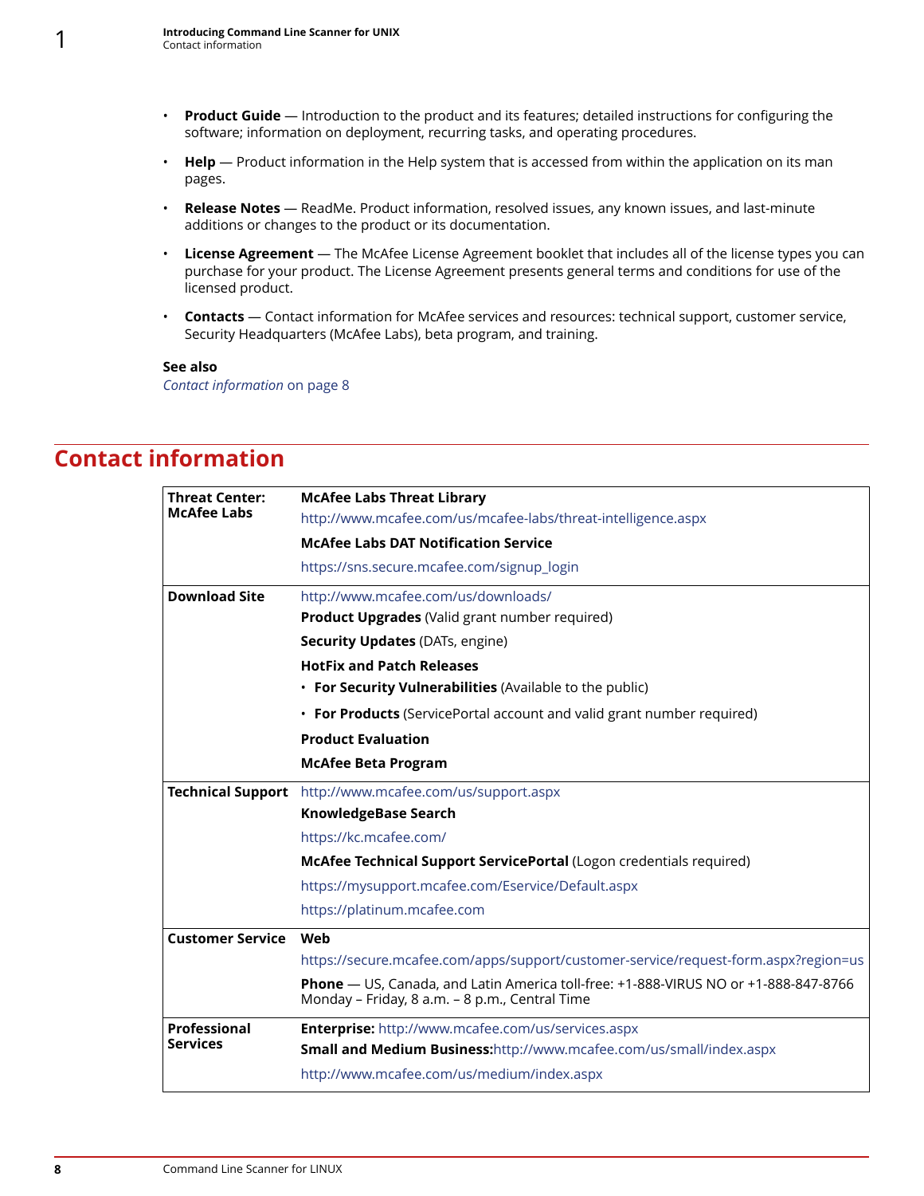- **Product Guide** — Introduction to the product and its features; detailed instructions for configuring the software; information on deployment, recurring tasks, and operating procedures.
- **Help** — Product information in the Help system that is accessed from within the application on its man pages.
- **Release Notes** — ReadMe. Product information, resolved issues, any known issues, and last-minute additions or changes to the product or its documentation.
- **License Agreement** — The McAfee License Agreement booklet that includes all of the license types you can purchase for your product. The License Agreement presents general terms and conditions for use of the licensed product.
- **Contacts** — Contact information for McAfee services and resources: technical support, customer service, Security Headquarters (McAfee Labs), beta program, and training.

**See also**
*Contact information* on page 8

## Contact information

| | |
|---|---|
| **Threat Center: McAfee Labs** | **McAfee Labs Threat Library**<br>http://www.mcafee.com/us/mcafee-labs/threat-intelligence.aspx<br>**McAfee Labs DAT Notification Service**<br>https://sns.secure.mcafee.com/signup_login |
| **Download Site** | http://www.mcafee.com/us/downloads/<br>**Product Upgrades** (Valid grant number required)<br>**Security Updates** (DATs, engine)<br>**HotFix and Patch Releases**<br>• **For Security Vulnerabilities** (Available to the public)<br>• **For Products** (ServicePortal account and valid grant number required)<br>**Product Evaluation**<br>**McAfee Beta Program** |
| **Technical Support** | http://www.mcafee.com/us/support.aspx<br>**KnowledgeBase Search**<br>https://kc.mcafee.com/<br>**McAfee Technical Support ServicePortal** (Logon credentials required)<br>https://mysupport.mcafee.com/Eservice/Default.aspx<br>https://platinum.mcafee.com |
| **Customer Service** | **Web**<br>https://secure.mcafee.com/apps/support/customer-service/request-form.aspx?region=us<br>**Phone** — US, Canada, and Latin America toll-free: +1-888-VIRUS NO or +1-888-847-8766 Monday – Friday, 8 a.m. – 8 p.m., Central Time |
| **Professional Services** | **Enterprise:** http://www.mcafee.com/us/services.aspx<br>**Small and Medium Business:**http://www.mcafee.com/us/small/index.aspx<br>http://www.mcafee.com/us/medium/index.aspx |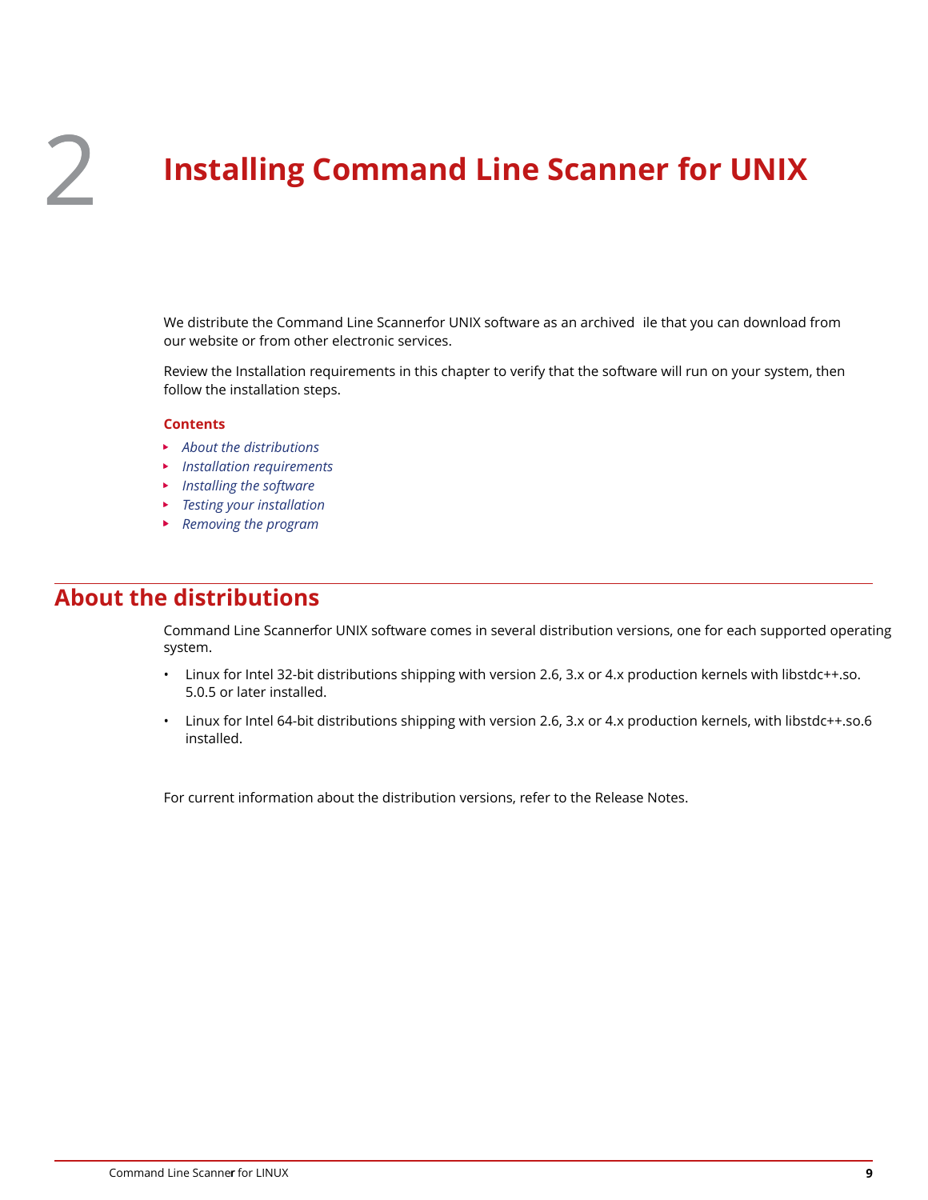# 2 Installing Command Line Scanner for UNIX

We distribute the Command Line Scannerfor UNIX software as an archived  ile that you can download from our website or from other electronic services.

Review the Installation requirements in this chapter to verify that the software will run on your system, then follow the installation steps.

**Contents**

- *About the distributions*
- *Installation requirements*
- *Installing the software*
- *Testing your installation*
- *Removing the program*

## About the distributions

Command Line Scannerfor UNIX software comes in several distribution versions, one for each supported operating system.

- Linux for Intel 32-bit distributions shipping with version 2.6, 3.x or 4.x production kernels with libstdc++.so. 5.0.5 or later installed.
- Linux for Intel 64-bit distributions shipping with version 2.6, 3.x or 4.x production kernels, with libstdc++.so.6 installed.

For current information about the distribution versions, refer to the Release Notes.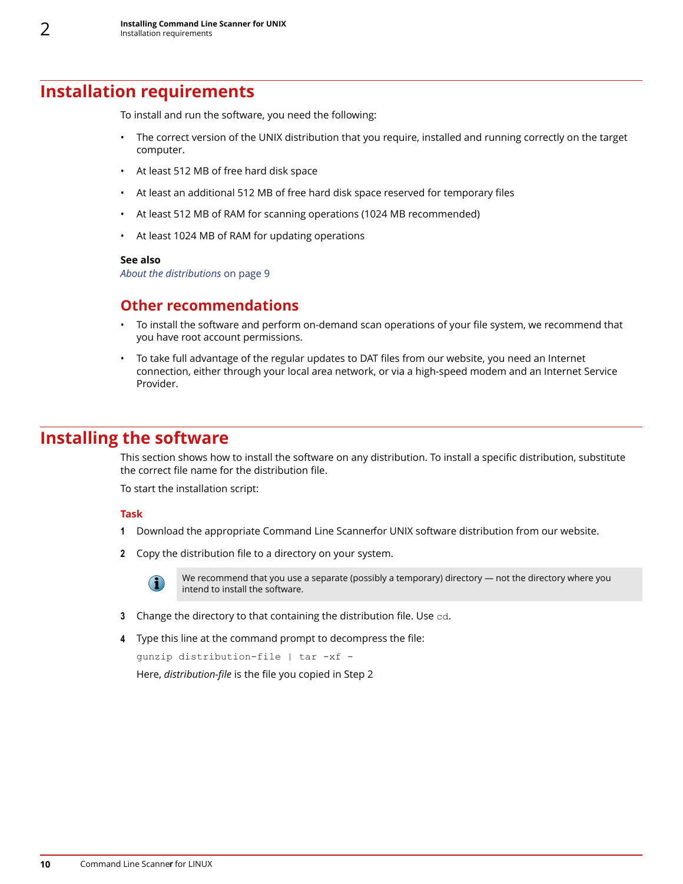## Installation requirements

To install and run the software, you need the following:

- The correct version of the UNIX distribution that you require, installed and running correctly on the target computer.
- At least 512 MB of free hard disk space
- At least an additional 512 MB of free hard disk space reserved for temporary files
- At least 512 MB of RAM for scanning operations (1024 MB recommended)
- At least 1024 MB of RAM for updating operations

**See also**

*About the distributions* on page 9

### Other recommendations

- To install the software and perform on-demand scan operations of your file system, we recommend that you have root account permissions.
- To take full advantage of the regular updates to DAT files from our website, you need an Internet connection, either through your local area network, or via a high-speed modem and an Internet Service Provider.

## Installing the software

This section shows how to install the software on any distribution. To install a specific distribution, substitute the correct file name for the distribution file.

To start the installation script:

**Task**

1. Download the appropriate Command Line Scannerfor UNIX software distribution from our website.
2. Copy the distribution file to a directory on your system.

   > We recommend that you use a separate (possibly a temporary) directory — not the directory where you intend to install the software.

3. Change the directory to that containing the distribution file. Use `cd`.
4. Type this line at the command prompt to decompress the file:

   ```
   gunzip distribution-file | tar -xf -
   ```

   Here, *distribution-file* is the file you copied in Step 2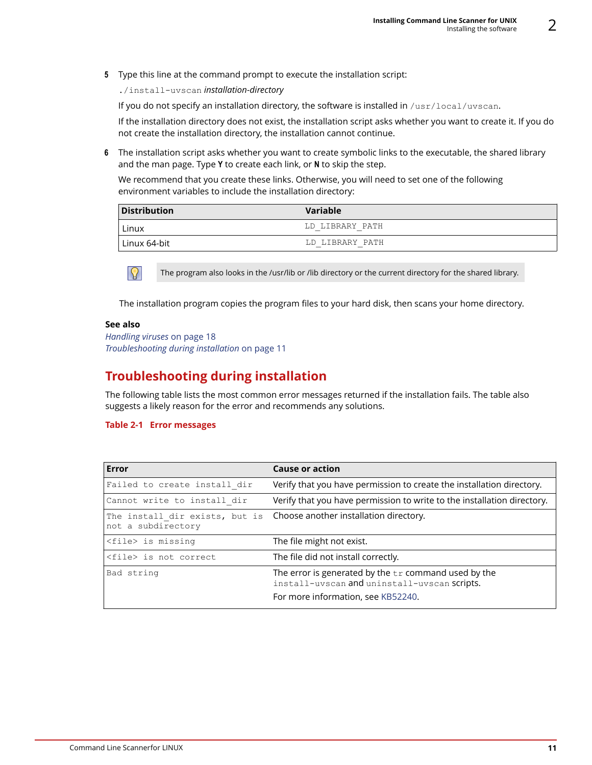5. Type this line at the command prompt to execute the installation script:

   `./install-uvscan` *installation-directory*

   If you do not specify an installation directory, the software is installed in `/usr/local/uvscan`.

   If the installation directory does not exist, the installation script asks whether you want to create it. If you do not create the installation directory, the installation cannot continue.

6. The installation script asks whether you want to create symbolic links to the executable, the shared library and the man page. Type **Y** to create each link, or **N** to skip the step.

   We recommend that you create these links. Otherwise, you will need to set one of the following environment variables to include the installation directory:

| Distribution | Variable |
|---|---|
| Linux | `LD_LIBRARY_PATH` |
| Linux 64-bit | `LD_LIBRARY_PATH` |

The program also looks in the /usr/lib or /lib directory or the current directory for the shared library.

The installation program copies the program files to your hard disk, then scans your home directory.

**See also**

*Handling viruses* on page 18

*Troubleshooting during installation* on page 11

## Troubleshooting during installation

The following table lists the most common error messages returned if the installation fails. The table also suggests a likely reason for the error and recommends any solutions.

**Table 2-1 Error messages**

| Error | Cause or action |
|---|---|
| `Failed to create install_dir` | Verify that you have permission to create the installation directory. |
| `Cannot write to install_dir` | Verify that you have permission to write to the installation directory. |
| `The install_dir exists, but is not a subdirectory` | Choose another installation directory. |
| `<file> is missing` | The file might not exist. |
| `<file> is not correct` | The file did not install correctly. |
| `Bad string` | The error is generated by the `tr` command used by the `install-uvscan` and `uninstall-uvscan` scripts. For more information, see KB52240. |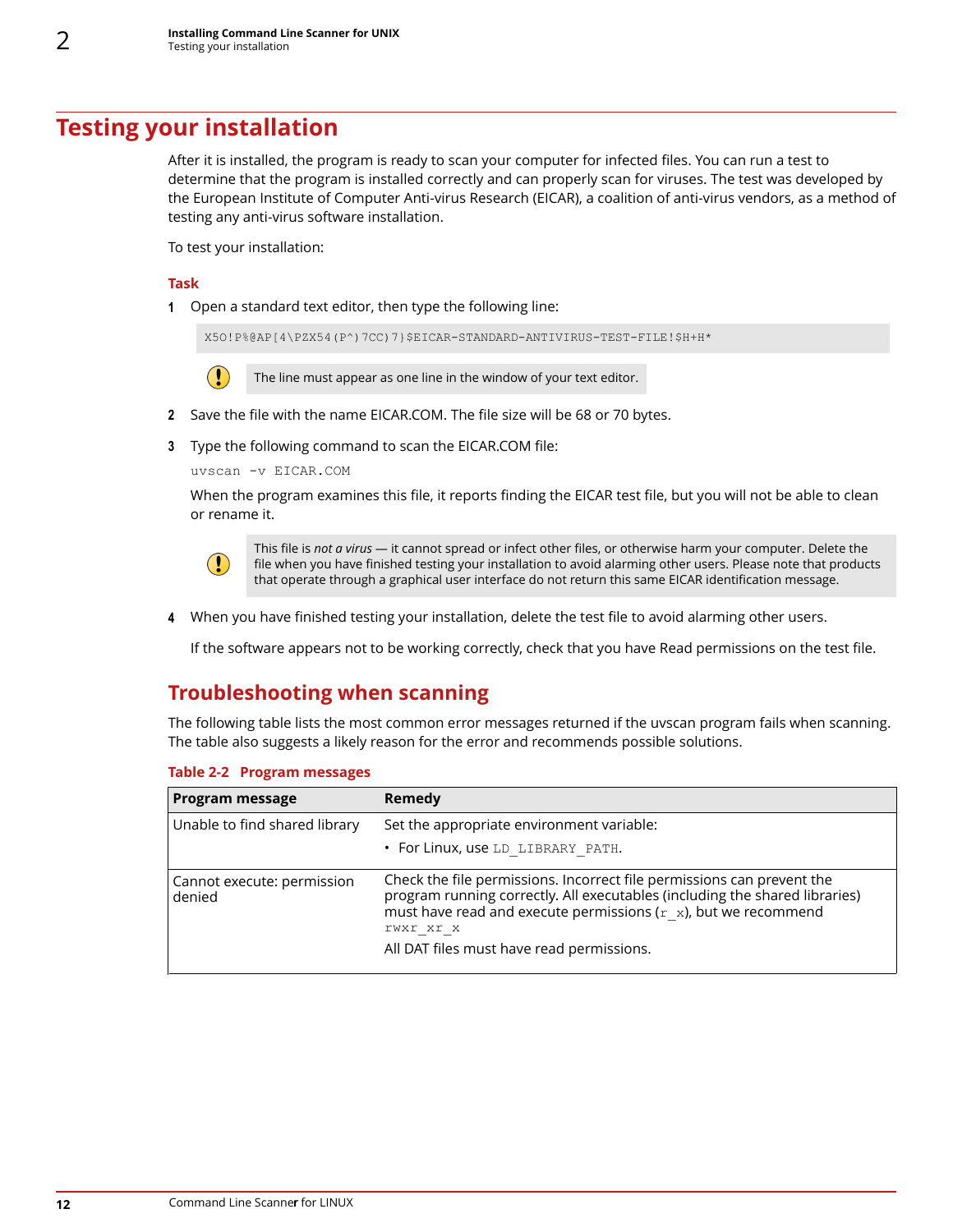# Testing your installation

After it is installed, the program is ready to scan your computer for infected files. You can run a test to determine that the program is installed correctly and can properly scan for viruses. The test was developed by the European Institute of Computer Anti-virus Research (EICAR), a coalition of anti-virus vendors, as a method of testing any anti-virus software installation.

To test your installation:

### Task

1. Open a standard text editor, then type the following line:

```
X5O!P%@AP[4\PZX54(P^)7CC)7}$EICAR-STANDARD-ANTIVIRUS-TEST-FILE!$H+H*
```

> The line must appear as one line in the window of your text editor.

2. Save the file with the name EICAR.COM. The file size will be 68 or 70 bytes.

3. Type the following command to scan the EICAR.COM file:

```
uvscan -v EICAR.COM
```

When the program examines this file, it reports finding the EICAR test file, but you will not be able to clean or rename it.

> This file is *not a virus* — it cannot spread or infect other files, or otherwise harm your computer. Delete the file when you have finished testing your installation to avoid alarming other users. Please note that products that operate through a graphical user interface do not return this same EICAR identification message.

4. When you have finished testing your installation, delete the test file to avoid alarming other users.

If the software appears not to be working correctly, check that you have Read permissions on the test file.

## Troubleshooting when scanning

The following table lists the most common error messages returned if the uvscan program fails when scanning. The table also suggests a likely reason for the error and recommends possible solutions.

**Table 2-2 Program messages**

| Program message | Remedy |
| --- | --- |
| Unable to find shared library | Set the appropriate environment variable:<br>• For Linux, use `LD_LIBRARY_PATH`. |
| Cannot execute: permission denied | Check the file permissions. Incorrect file permissions can prevent the program running correctly. All executables (including the shared libraries) must have read and execute permissions (`r_x`), but we recommend `rwxr_xr_x`<br>All DAT files must have read permissions. |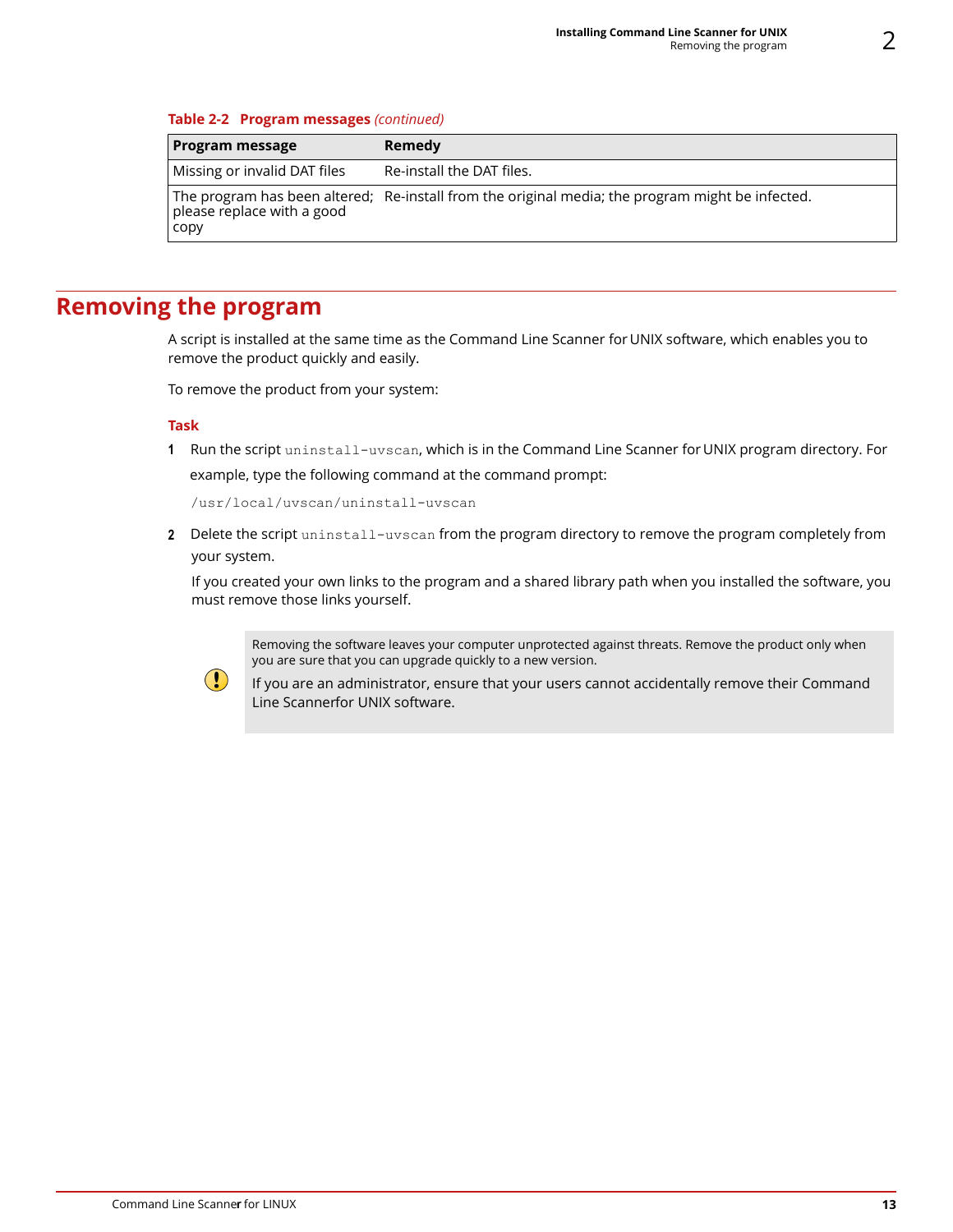**Table 2-2 Program messages** *(continued)*

| Program message | Remedy |
| --- | --- |
| Missing or invalid DAT files | Re-install the DAT files. |
| The program has been altered; please replace with a good copy | Re-install from the original media; the program might be infected. |

# Removing the program

A script is installed at the same time as the Command Line Scanner for UNIX software, which enables you to remove the product quickly and easily.

To remove the product from your system:

**Task**

1. Run the script `uninstall-uvscan`, which is in the Command Line Scanner for UNIX program directory. For example, type the following command at the command prompt:

   ```
   /usr/local/uvscan/uninstall-uvscan
   ```

2. Delete the script `uninstall-uvscan` from the program directory to remove the program completely from your system.

   If you created your own links to the program and a shared library path when you installed the software, you must remove those links yourself.

> Removing the software leaves your computer unprotected against threats. Remove the product only when you are sure that you can upgrade quickly to a new version.
>
> If you are an administrator, ensure that your users cannot accidentally remove their Command Line Scannerfor UNIX software.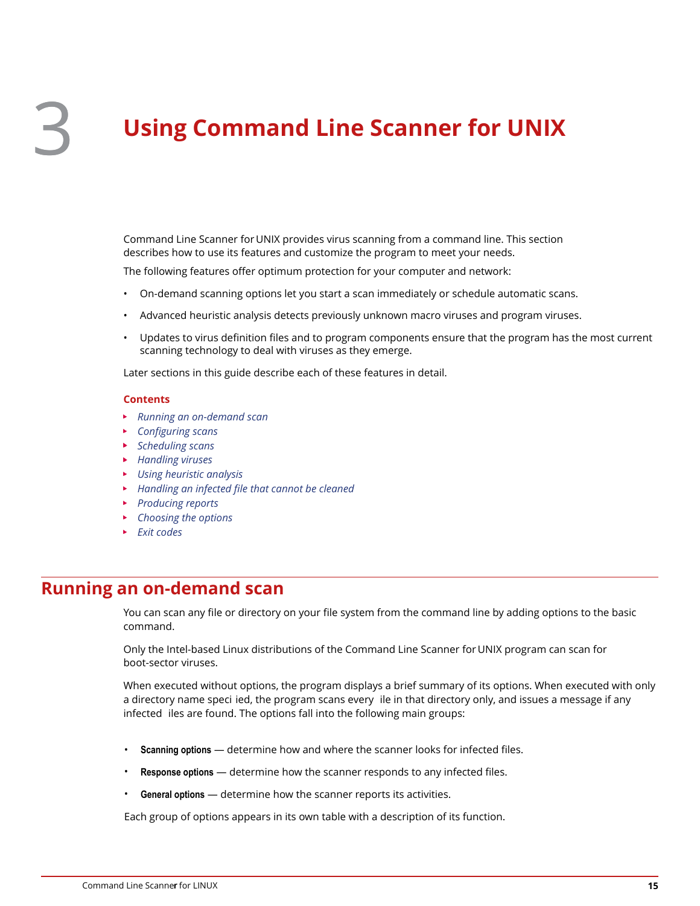# 3 Using Command Line Scanner for UNIX

Command Line Scanner for UNIX provides virus scanning from a command line. This section describes how to use its features and customize the program to meet your needs.

The following features offer optimum protection for your computer and network:

- On-demand scanning options let you start a scan immediately or schedule automatic scans.
- Advanced heuristic analysis detects previously unknown macro viruses and program viruses.
- Updates to virus definition files and to program components ensure that the program has the most current scanning technology to deal with viruses as they emerge.

Later sections in this guide describe each of these features in detail.

**Contents**

- *Running an on-demand scan*
- *Configuring scans*
- *Scheduling scans*
- *Handling viruses*
- *Using heuristic analysis*
- *Handling an infected file that cannot be cleaned*
- *Producing reports*
- *Choosing the options*
- *Exit codes*

## Running an on-demand scan

You can scan any file or directory on your file system from the command line by adding options to the basic command.

Only the Intel-based Linux distributions of the Command Line Scanner for UNIX program can scan for boot-sector viruses.

When executed without options, the program displays a brief summary of its options. When executed with only a directory name speci ied, the program scans every ile in that directory only, and issues a message if any infected iles are found. The options fall into the following main groups:

- **Scanning options** — determine how and where the scanner looks for infected files.
- **Response options** — determine how the scanner responds to any infected files.
- **General options** — determine how the scanner reports its activities.

Each group of options appears in its own table with a description of its function.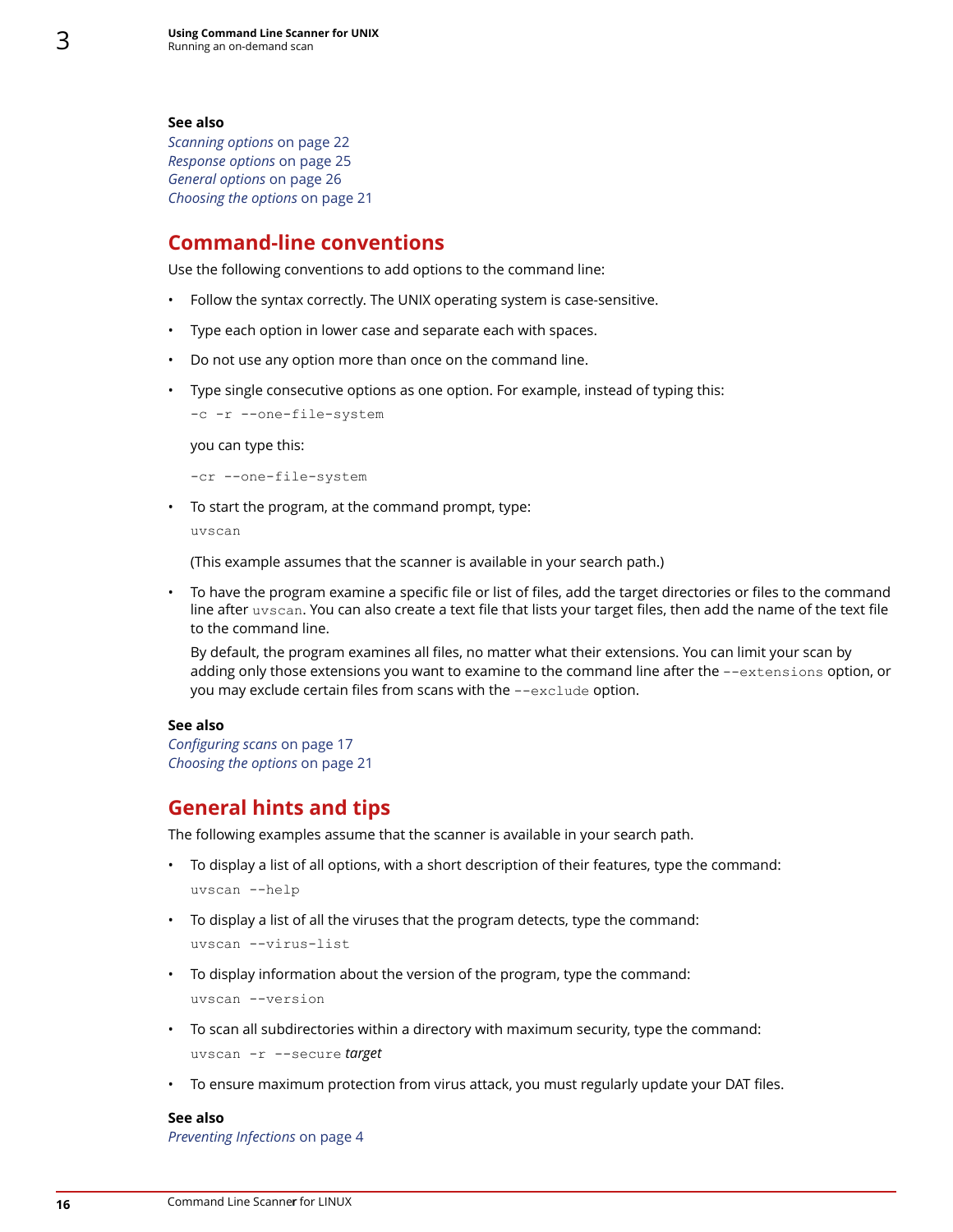**See also**

*Scanning options* on page 22
*Response options* on page 25
*General options* on page 26
*Choosing the options* on page 21

## Command-line conventions

Use the following conventions to add options to the command line:

- Follow the syntax correctly. The UNIX operating system is case-sensitive.
- Type each option in lower case and separate each with spaces.
- Do not use any option more than once on the command line.
- Type single consecutive options as one option. For example, instead of typing this:

  ```
  -c -r --one-file-system
  ```

  you can type this:

  ```
  -cr --one-file-system
  ```

- To start the program, at the command prompt, type:

  ```
  uvscan
  ```

  (This example assumes that the scanner is available in your search path.)

- To have the program examine a specific file or list of files, add the target directories or files to the command line after `uvscan`. You can also create a text file that lists your target files, then add the name of the text file to the command line.

  By default, the program examines all files, no matter what their extensions. You can limit your scan by adding only those extensions you want to examine to the command line after the `--extensions` option, or you may exclude certain files from scans with the `--exclude` option.

**See also**

*Configuring scans* on page 17
*Choosing the options* on page 21

## General hints and tips

The following examples assume that the scanner is available in your search path.

- To display a list of all options, with a short description of their features, type the command:

  ```
  uvscan --help
  ```

- To display a list of all the viruses that the program detects, type the command:

  ```
  uvscan --virus-list
  ```

- To display information about the version of the program, type the command:

  ```
  uvscan --version
  ```

- To scan all subdirectories within a directory with maximum security, type the command:

  `uvscan -r --secure` *target*

- To ensure maximum protection from virus attack, you must regularly update your DAT files.

**See also**

*Preventing Infections* on page 4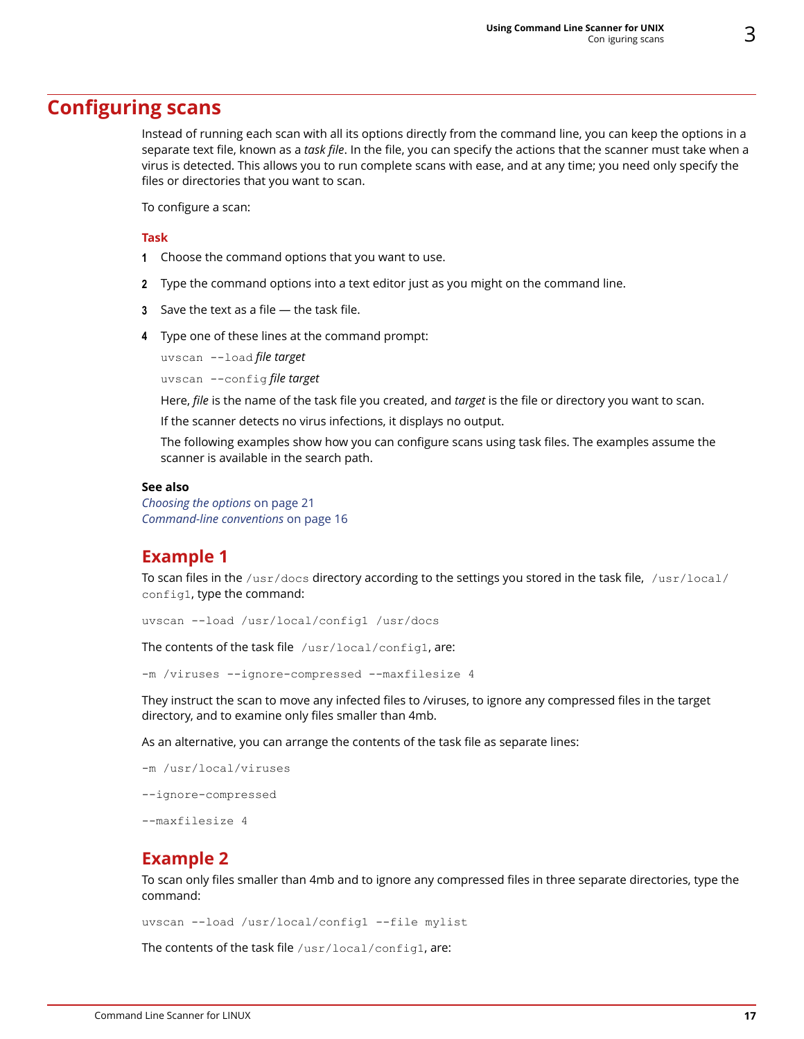# Configuring scans

Instead of running each scan with all its options directly from the command line, you can keep the options in a separate text file, known as a *task file*. In the file, you can specify the actions that the scanner must take when a virus is detected. This allows you to run complete scans with ease, and at any time; you need only specify the files or directories that you want to scan.

To configure a scan:

**Task**

1. Choose the command options that you want to use.
2. Type the command options into a text editor just as you might on the command line.
3. Save the text as a file — the task file.
4. Type one of these lines at the command prompt:

   `uvscan --load` *file target*

   `uvscan --config` *file target*

   Here, *file* is the name of the task file you created, and *target* is the file or directory you want to scan.

   If the scanner detects no virus infections, it displays no output.

   The following examples show how you can configure scans using task files. The examples assume the scanner is available in the search path.

**See also**

*Choosing the options* on page 21
*Command-line conventions* on page 16

## Example 1

To scan files in the `/usr/docs` directory according to the settings you stored in the task file, `/usr/local/config1`, type the command:

```
uvscan --load /usr/local/config1 /usr/docs
```

The contents of the task file `/usr/local/config1`, are:

```
-m /viruses --ignore-compressed --maxfilesize 4
```

They instruct the scan to move any infected files to /viruses, to ignore any compressed files in the target directory, and to examine only files smaller than 4mb.

As an alternative, you can arrange the contents of the task file as separate lines:

```
-m /usr/local/viruses

--ignore-compressed

--maxfilesize 4
```

## Example 2

To scan only files smaller than 4mb and to ignore any compressed files in three separate directories, type the command:

```
uvscan --load /usr/local/config1 --file mylist
```

The contents of the task file `/usr/local/config1`, are: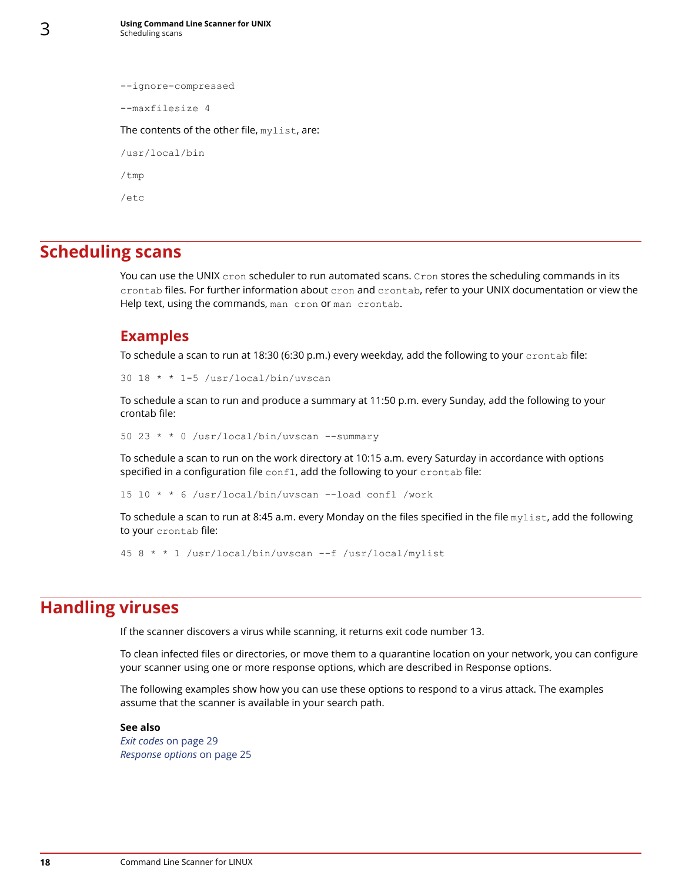```
--ignore-compressed
--maxfilesize 4
```

The contents of the other file, `mylist`, are:

```
/usr/local/bin
/tmp
/etc
```

## Scheduling scans

You can use the UNIX `cron` scheduler to run automated scans. `Cron` stores the scheduling commands in its `crontab` files. For further information about `cron` and `crontab`, refer to your UNIX documentation or view the Help text, using the commands, `man cron` or `man crontab`.

### Examples

To schedule a scan to run at 18:30 (6:30 p.m.) every weekday, add the following to your `crontab` file:

```
30 18 * * 1-5 /usr/local/bin/uvscan
```

To schedule a scan to run and produce a summary at 11:50 p.m. every Sunday, add the following to your crontab file:

```
50 23 * * 0 /usr/local/bin/uvscan --summary
```

To schedule a scan to run on the work directory at 10:15 a.m. every Saturday in accordance with options specified in a configuration file `conf1`, add the following to your `crontab` file:

```
15 10 * * 6 /usr/local/bin/uvscan --load conf1 /work
```

To schedule a scan to run at 8:45 a.m. every Monday on the files specified in the file `mylist`, add the following to your `crontab` file:

```
45 8 * * 1 /usr/local/bin/uvscan --f /usr/local/mylist
```

## Handling viruses

If the scanner discovers a virus while scanning, it returns exit code number 13.

To clean infected files or directories, or move them to a quarantine location on your network, you can configure your scanner using one or more response options, which are described in Response options.

The following examples show how you can use these options to respond to a virus attack. The examples assume that the scanner is available in your search path.

**See also**
*Exit codes* on page 29
*Response options* on page 25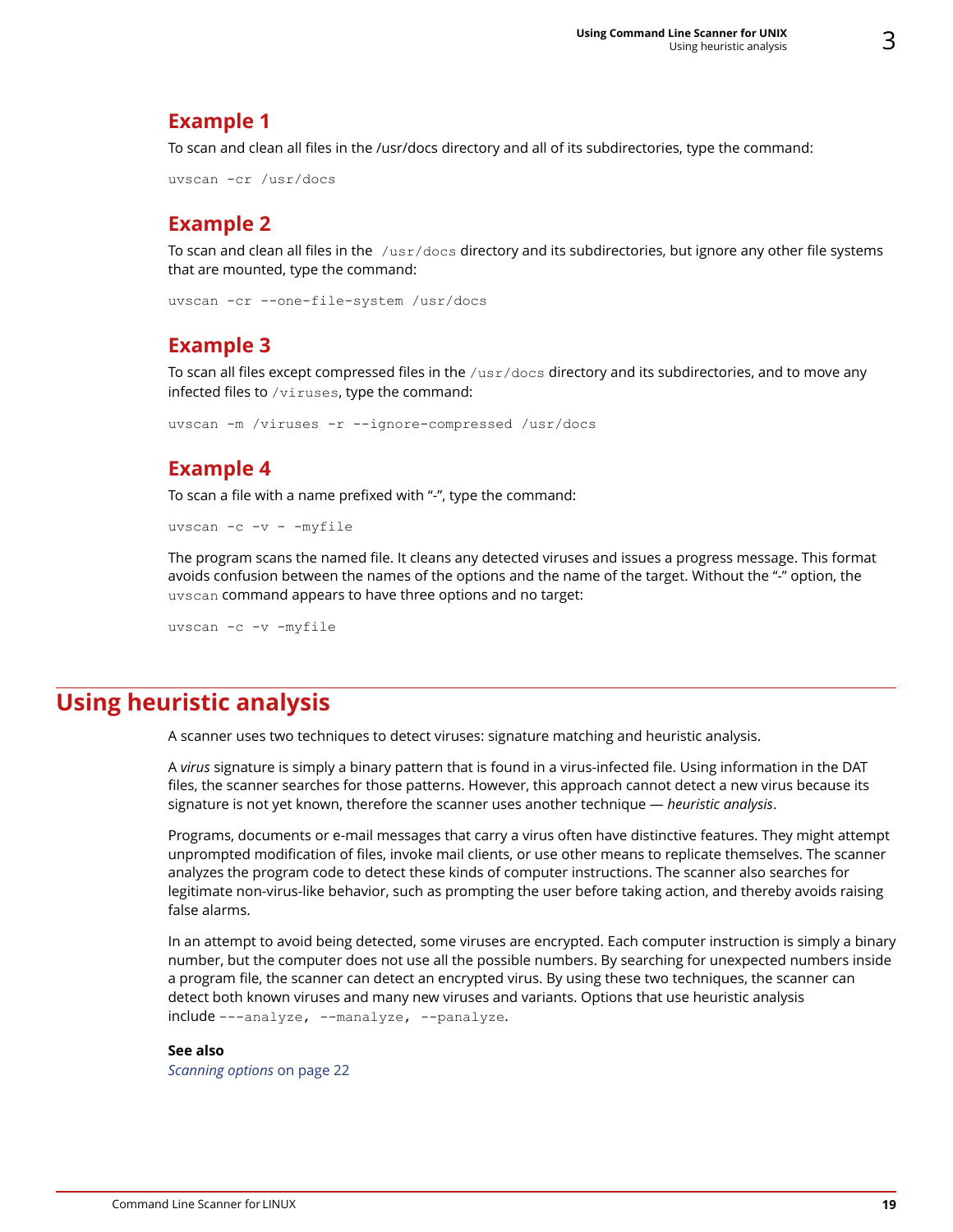## Example 1

To scan and clean all files in the /usr/docs directory and all of its subdirectories, type the command:

```
uvscan -cr /usr/docs
```

## Example 2

To scan and clean all files in the `/usr/docs` directory and its subdirectories, but ignore any other file systems that are mounted, type the command:

```
uvscan -cr --one-file-system /usr/docs
```

## Example 3

To scan all files except compressed files in the `/usr/docs` directory and its subdirectories, and to move any infected files to `/viruses`, type the command:

```
uvscan -m /viruses -r --ignore-compressed /usr/docs
```

## Example 4

To scan a file with a name prefixed with "-", type the command:

```
uvscan -c -v - -myfile
```

The program scans the named file. It cleans any detected viruses and issues a progress message. This format avoids confusion between the names of the options and the name of the target. Without the "-" option, the `uvscan` command appears to have three options and no target:

```
uvscan -c -v -myfile
```

# Using heuristic analysis

A scanner uses two techniques to detect viruses: signature matching and heuristic analysis.

A *virus* signature is simply a binary pattern that is found in a virus-infected file. Using information in the DAT files, the scanner searches for those patterns. However, this approach cannot detect a new virus because its signature is not yet known, therefore the scanner uses another technique — *heuristic analysis*.

Programs, documents or e-mail messages that carry a virus often have distinctive features. They might attempt unprompted modification of files, invoke mail clients, or use other means to replicate themselves. The scanner analyzes the program code to detect these kinds of computer instructions. The scanner also searches for legitimate non-virus-like behavior, such as prompting the user before taking action, and thereby avoids raising false alarms.

In an attempt to avoid being detected, some viruses are encrypted. Each computer instruction is simply a binary number, but the computer does not use all the possible numbers. By searching for unexpected numbers inside a program file, the scanner can detect an encrypted virus. By using these two techniques, the scanner can detect both known viruses and many new viruses and variants. Options that use heuristic analysis include `---analyze, --manalyze, --panalyze`.

**See also**

*Scanning options* on page 22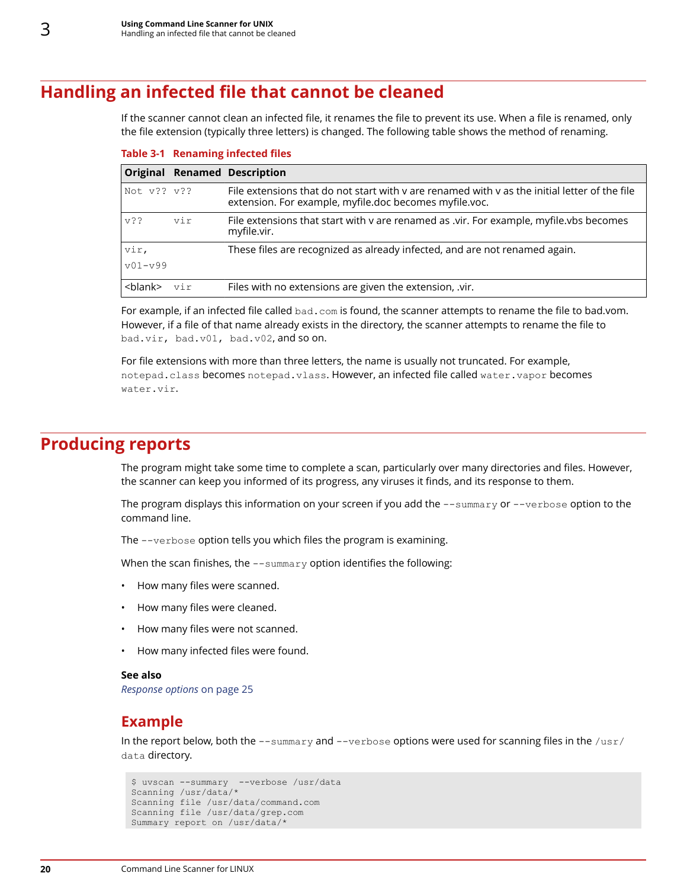## Handling an infected file that cannot be cleaned

If the scanner cannot clean an infected file, it renames the file to prevent its use. When a file is renamed, only the file extension (typically three letters) is changed. The following table shows the method of renaming.

**Table 3-1 Renaming infected files**

| Original | Renamed | Description |
|---|---|---|
| `Not v??` | `v??` | File extensions that do not start with v are renamed with v as the initial letter of the file extension. For example, myfile.doc becomes myfile.voc. |
| `v??` | `vir` | File extensions that start with v are renamed as .vir. For example, myfile.vbs becomes myfile.vir. |
| `vir`, `v01-v99` | | These files are recognized as already infected, and are not renamed again. |
| <blank> | `vir` | Files with no extensions are given the extension, .vir. |

For example, if an infected file called `bad.com` is found, the scanner attempts to rename the file to bad.vom. However, if a file of that name already exists in the directory, the scanner attempts to rename the file to `bad.vir, bad.v01, bad.v02`, and so on.

For file extensions with more than three letters, the name is usually not truncated. For example, `notepad.class` becomes `notepad.vlass`. However, an infected file called `water.vapor` becomes `water.vir`.

## Producing reports

The program might take some time to complete a scan, particularly over many directories and files. However, the scanner can keep you informed of its progress, any viruses it finds, and its response to them.

The program displays this information on your screen if you add the `--summary` or `--verbose` option to the command line.

The `--verbose` option tells you which files the program is examining.

When the scan finishes, the `--summary` option identifies the following:

- How many files were scanned.
- How many files were cleaned.
- How many files were not scanned.
- How many infected files were found.

**See also**

*Response options* on page 25

### Example

In the report below, both the `--summary` and `--verbose` options were used for scanning files in the `/usr/data` directory.

```
$ uvscan --summary  --verbose /usr/data
Scanning /usr/data/*
Scanning file /usr/data/command.com
Scanning file /usr/data/grep.com
Summary report on /usr/data/*
```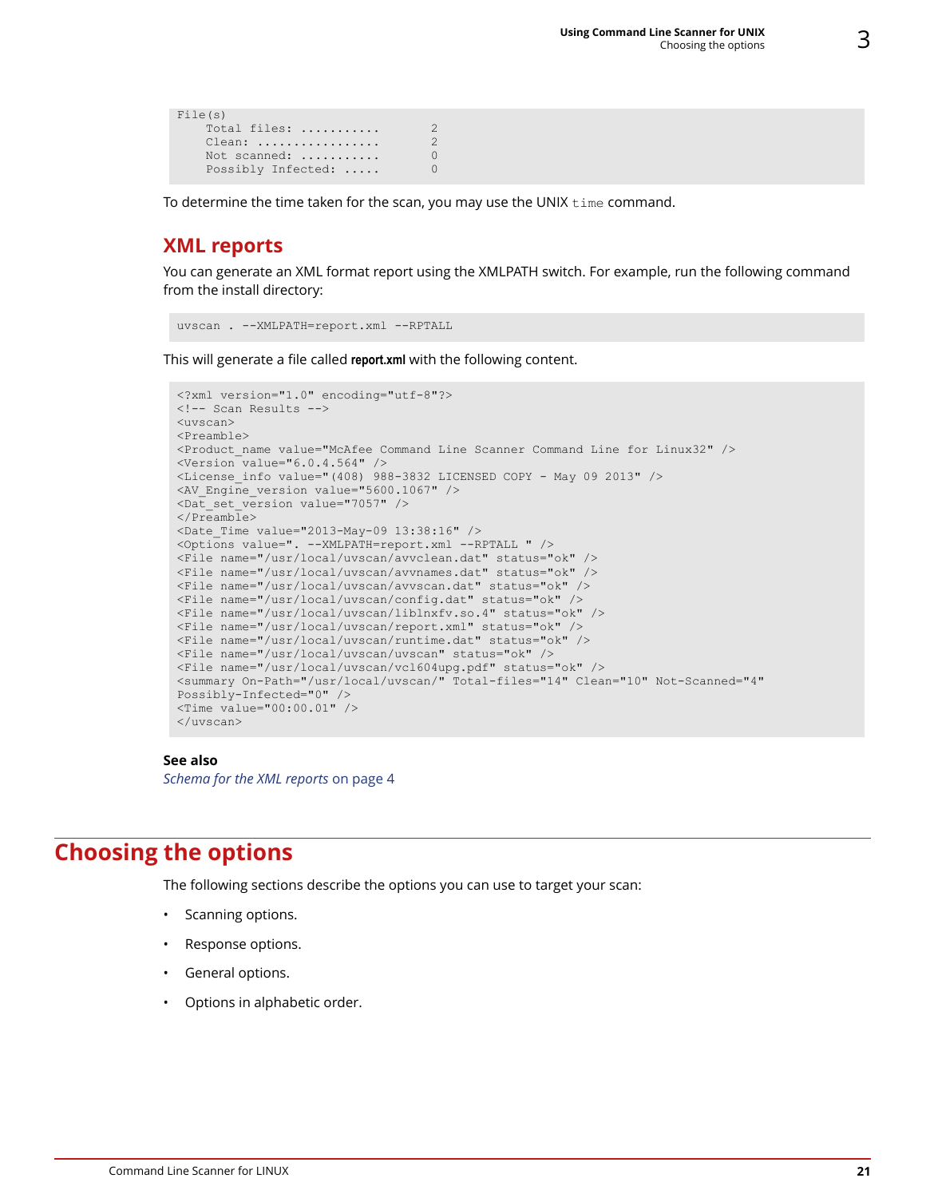```
File(s)
    Total files: ...........        2
    Clean: .................        2
    Not scanned: ...........        0
    Possibly Infected: .....        0
```

To determine the time taken for the scan, you may use the UNIX `time` command.

## XML reports

You can generate an XML format report using the XMLPATH switch. For example, run the following command from the install directory:

```
uvscan . --XMLPATH=report.xml --RPTALL
```

This will generate a file called **report.xml** with the following content.

```
<?xml version="1.0" encoding="utf-8"?>
<!-- Scan Results -->
<uvscan>
<Preamble>
<Product_name value="McAfee Command Line Scanner Command Line for Linux32" />
<Version value="6.0.4.564" />
<License_info value="(408) 988-3832 LICENSED COPY - May 09 2013" />
<AV_Engine_version value="5600.1067" />
<Dat_set_version value="7057" />
</Preamble>
<Date_Time value="2013-May-09 13:38:16" />
<Options value=". --XMLPATH=report.xml --RPTALL " />
<File name="/usr/local/uvscan/avvclean.dat" status="ok" />
<File name="/usr/local/uvscan/avvnames.dat" status="ok" />
<File name="/usr/local/uvscan/avvscan.dat" status="ok" />
<File name="/usr/local/uvscan/config.dat" status="ok" />
<File name="/usr/local/uvscan/liblnxfv.so.4" status="ok" />
<File name="/usr/local/uvscan/report.xml" status="ok" />
<File name="/usr/local/uvscan/runtime.dat" status="ok" />
<File name="/usr/local/uvscan/uvscan" status="ok" />
<File name="/usr/local/uvscan/vcl604upg.pdf" status="ok" />
<summary On-Path="/usr/local/uvscan/" Total-files="14" Clean="10" Not-Scanned="4"
Possibly-Infected="0" />
<Time value="00:00.01" />
</uvscan>
```

**See also**

*Schema for the XML reports* on page 4

# Choosing the options

The following sections describe the options you can use to target your scan:

- Scanning options.
- Response options.
- General options.
- Options in alphabetic order.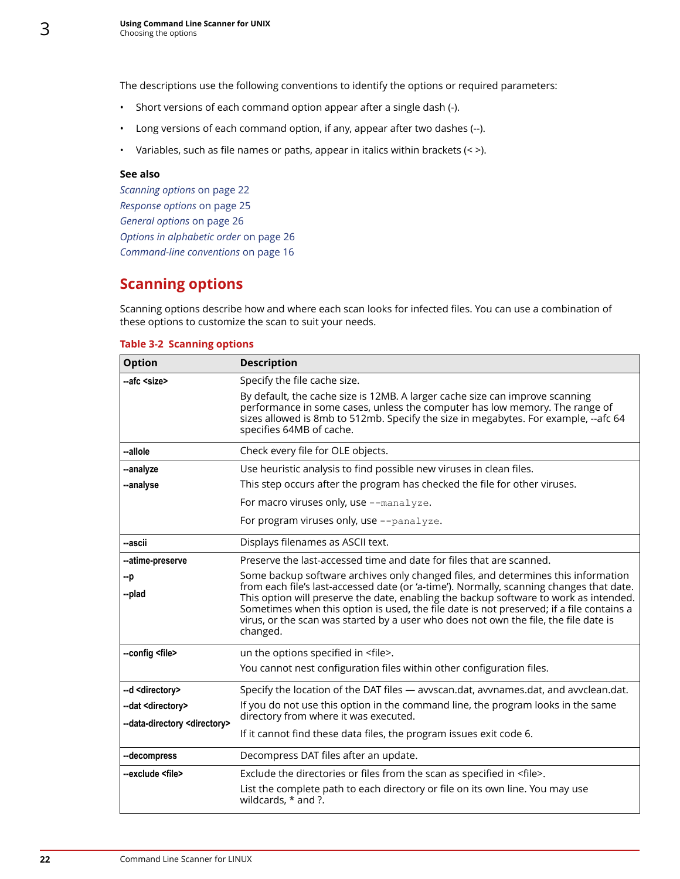The descriptions use the following conventions to identify the options or required parameters:

- Short versions of each command option appear after a single dash (-).
- Long versions of each command option, if any, appear after two dashes (--).
- Variables, such as file names or paths, appear in italics within brackets (< >).

**See also**

*Scanning options* on page 22
*Response options* on page 25
*General options* on page 26
*Options in alphabetic order* on page 26
*Command-line conventions* on page 16

## Scanning options

Scanning options describe how and where each scan looks for infected files. You can use a combination of these options to customize the scan to suit your needs.

**Table 3-2 Scanning options**

| Option | Description |
|---|---|
| **--afc <size>** | Specify the file cache size.<br><br>By default, the cache size is 12MB. A larger cache size can improve scanning performance in some cases, unless the computer has low memory. The range of sizes allowed is 8mb to 512mb. Specify the size in megabytes. For example, --afc 64 specifies 64MB of cache. |
| **--allole** | Check every file for OLE objects. |
| **--analyze**<br>**--analyse** | Use heuristic analysis to find possible new viruses in clean files.<br>This step occurs after the program has checked the file for other viruses.<br><br>For macro viruses only, use `--manalyze`.<br><br>For program viruses only, use `--panalyze`. |
| **--ascii** | Displays filenames as ASCII text. |
| **--atime-preserve**<br>**--p**<br>**--plad** | Preserve the last-accessed time and date for files that are scanned.<br><br>Some backup software archives only changed files, and determines this information from each file's last-accessed date (or 'a-time'). Normally, scanning changes that date. This option will preserve the date, enabling the backup software to work as intended. Sometimes when this option is used, the file date is not preserved; if a file contains a virus, or the scan was started by a user who does not own the file, the file date is changed. |
| **--config <file>** | un the options specified in <file>.<br><br>You cannot nest configuration files within other configuration files. |
| **--d <directory>**<br>**--dat <directory>**<br>**--data-directory <directory>** | Specify the location of the DAT files — avvscan.dat, avvnames.dat, and avvclean.dat.<br><br>If you do not use this option in the command line, the program looks in the same directory from where it was executed.<br><br>If it cannot find these data files, the program issues exit code 6. |
| **--decompress** | Decompress DAT files after an update. |
| **--exclude <file>** | Exclude the directories or files from the scan as specified in <file>.<br><br>List the complete path to each directory or file on its own line. You may use wildcards, * and ?. |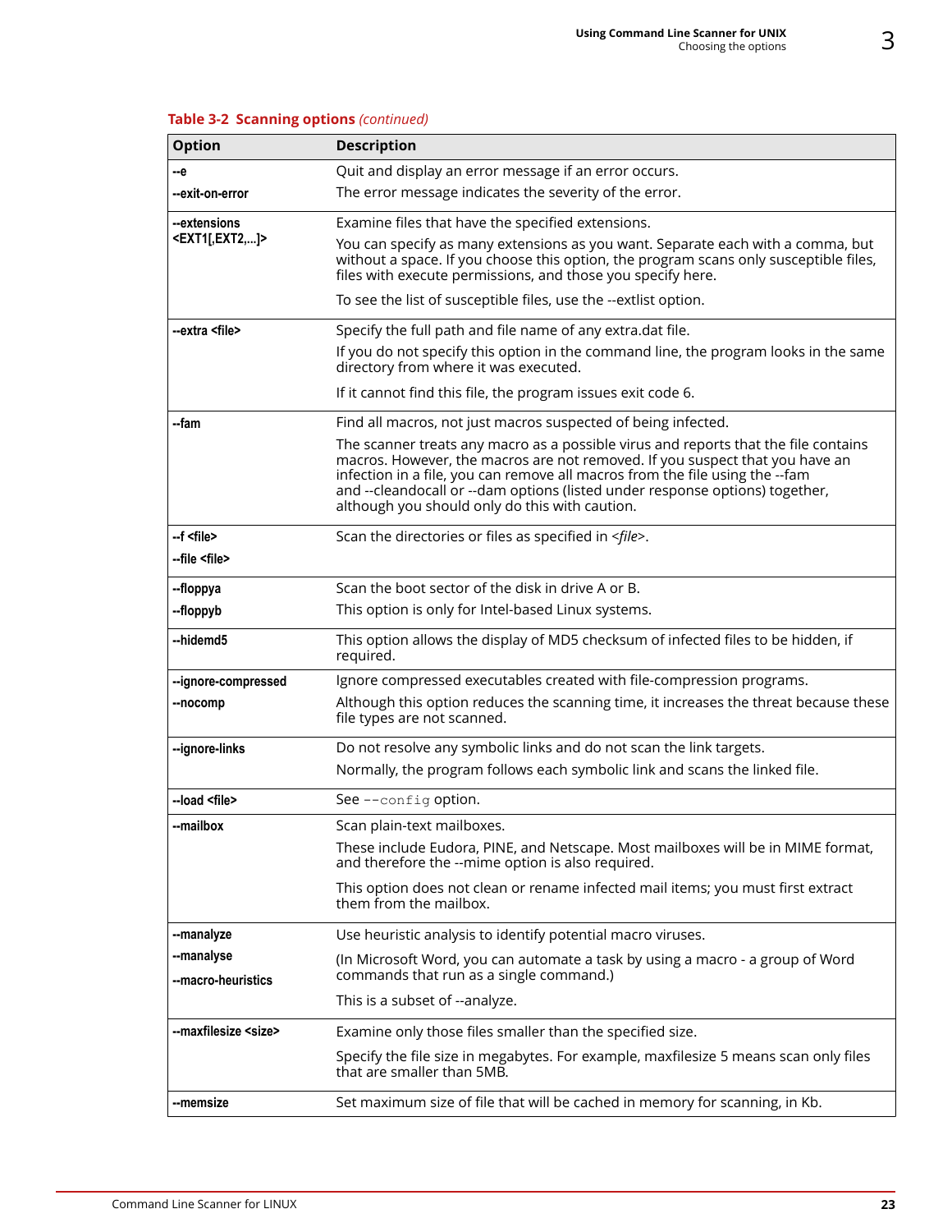**Table 3-2 Scanning options** *(continued)*

| Option | Description |
|---|---|
| **--e**<br>**--exit-on-error** | Quit and display an error message if an error occurs.<br>The error message indicates the severity of the error. |
| **--extensions <EXT1[,EXT2,...]>** | Examine files that have the specified extensions.<br>You can specify as many extensions as you want. Separate each with a comma, but without a space. If you choose this option, the program scans only susceptible files, files with execute permissions, and those you specify here.<br>To see the list of susceptible files, use the --extlist option. |
| **--extra <file>** | Specify the full path and file name of any extra.dat file.<br>If you do not specify this option in the command line, the program looks in the same directory from where it was executed.<br>If it cannot find this file, the program issues exit code 6. |
| **--fam** | Find all macros, not just macros suspected of being infected.<br>The scanner treats any macro as a possible virus and reports that the file contains macros. However, the macros are not removed. If you suspect that you have an infection in a file, you can remove all macros from the file using the --fam and --cleandocall or --dam options (listed under response options) together, although you should only do this with caution. |
| **--f <file>**<br>**--file <file>** | Scan the directories or files as specified in *<file>*. |
| **--floppya**<br>**--floppyb** | Scan the boot sector of the disk in drive A or B.<br>This option is only for Intel-based Linux systems. |
| **--hidemd5** | This option allows the display of MD5 checksum of infected files to be hidden, if required. |
| **--ignore-compressed**<br>**--nocomp** | Ignore compressed executables created with file-compression programs.<br>Although this option reduces the scanning time, it increases the threat because these file types are not scanned. |
| **--ignore-links** | Do not resolve any symbolic links and do not scan the link targets.<br>Normally, the program follows each symbolic link and scans the linked file. |
| **--load <file>** | See `--config` option. |
| **--mailbox** | Scan plain-text mailboxes.<br>These include Eudora, PINE, and Netscape. Most mailboxes will be in MIME format, and therefore the --mime option is also required.<br>This option does not clean or rename infected mail items; you must first extract them from the mailbox. |
| **--manalyze**<br>**--manalyse**<br>**--macro-heuristics** | Use heuristic analysis to identify potential macro viruses.<br>(In Microsoft Word, you can automate a task by using a macro - a group of Word commands that run as a single command.)<br>This is a subset of --analyze. |
| **--maxfilesize <size>** | Examine only those files smaller than the specified size.<br>Specify the file size in megabytes. For example, maxfilesize 5 means scan only files that are smaller than 5MB. |
| **--memsize** | Set maximum size of file that will be cached in memory for scanning, in Kb. |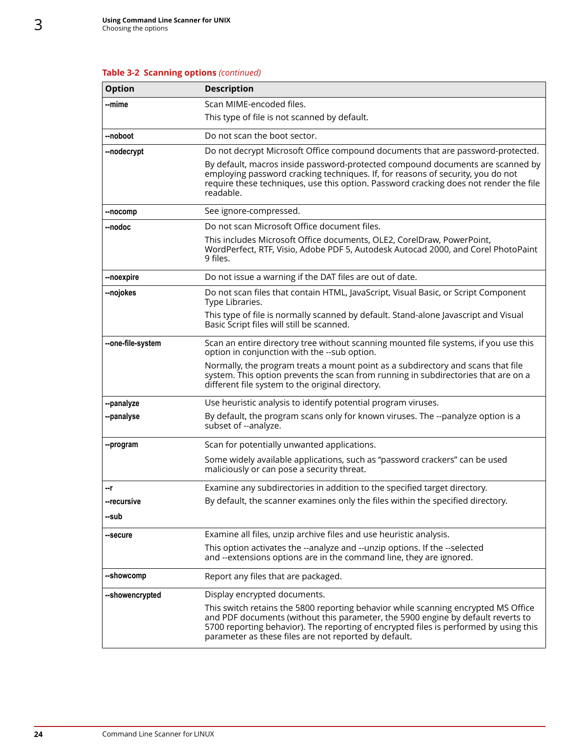**Table 3-2 Scanning options** *(continued)*

| Option | Description |
|---|---|
| **--mime** | Scan MIME-encoded files.<br>This type of file is not scanned by default. |
| **--noboot** | Do not scan the boot sector. |
| **--nodecrypt** | Do not decrypt Microsoft Office compound documents that are password-protected.<br>By default, macros inside password-protected compound documents are scanned by employing password cracking techniques. If, for reasons of security, you do not require these techniques, use this option. Password cracking does not render the file readable. |
| **--nocomp** | See ignore-compressed. |
| **--nodoc** | Do not scan Microsoft Office document files.<br>This includes Microsoft Office documents, OLE2, CorelDraw, PowerPoint, WordPerfect, RTF, Visio, Adobe PDF 5, Autodesk Autocad 2000, and Corel PhotoPaint 9 files. |
| **--noexpire** | Do not issue a warning if the DAT files are out of date. |
| **--nojokes** | Do not scan files that contain HTML, JavaScript, Visual Basic, or Script Component Type Libraries.<br>This type of file is normally scanned by default. Stand-alone Javascript and Visual Basic Script files will still be scanned. |
| **--one-file-system** | Scan an entire directory tree without scanning mounted file systems, if you use this option in conjunction with the --sub option.<br>Normally, the program treats a mount point as a subdirectory and scans that file system. This option prevents the scan from running in subdirectories that are on a different file system to the original directory. |
| **--panalyze**<br>**--panalyse** | Use heuristic analysis to identify potential program viruses.<br>By default, the program scans only for known viruses. The --panalyze option is a subset of --analyze. |
| **--program** | Scan for potentially unwanted applications.<br>Some widely available applications, such as "password crackers" can be used maliciously or can pose a security threat. |
| **--r**<br>**--recursive**<br>**--sub** | Examine any subdirectories in addition to the specified target directory.<br>By default, the scanner examines only the files within the specified directory. |
| **--secure** | Examine all files, unzip archive files and use heuristic analysis.<br>This option activates the --analyze and --unzip options. If the --selected and --extensions options are in the command line, they are ignored. |
| **--showcomp** | Report any files that are packaged. |
| **--showencrypted** | Display encrypted documents.<br>This switch retains the 5800 reporting behavior while scanning encrypted MS Office and PDF documents (without this parameter, the 5900 engine by default reverts to 5700 reporting behavior). The reporting of encrypted files is performed by using this parameter as these files are not reported by default. |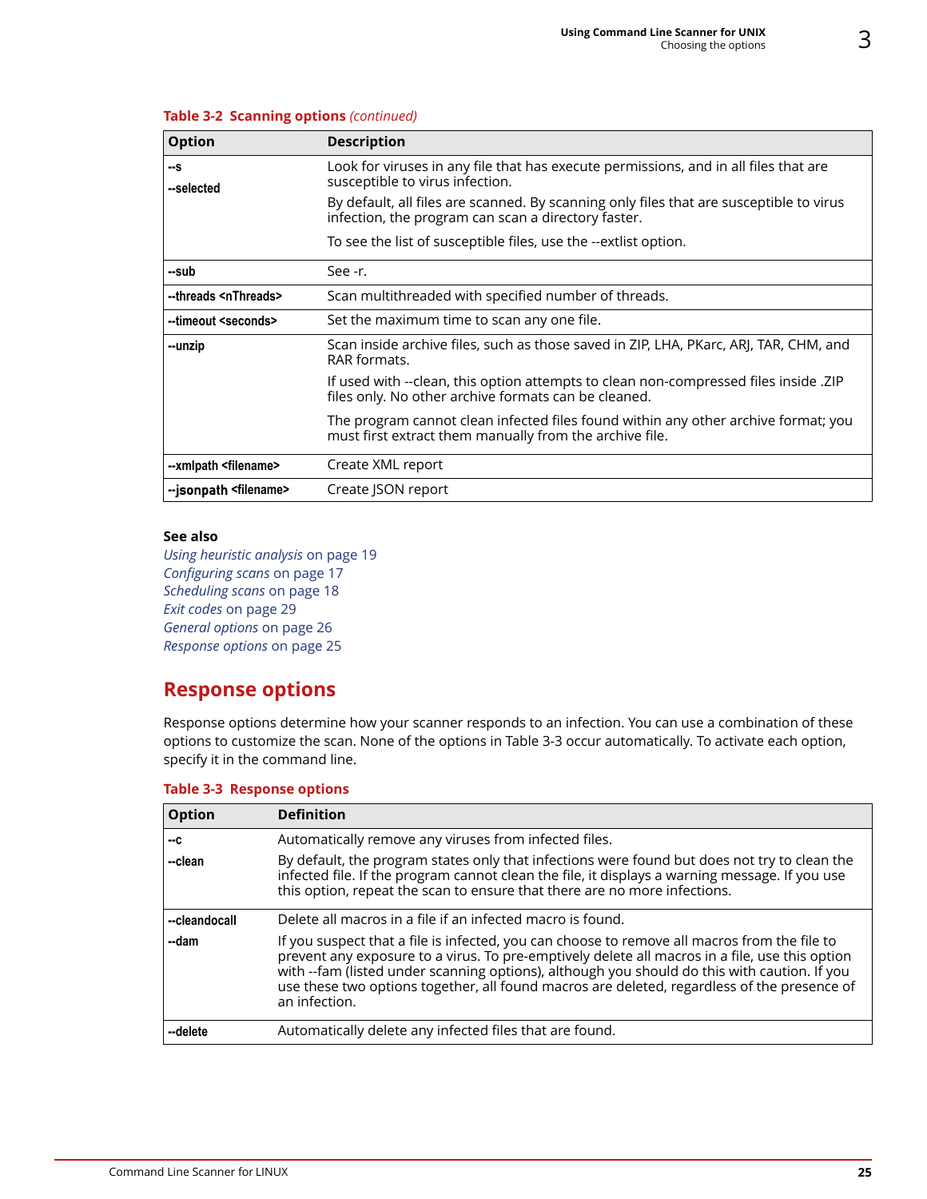**Table 3-2 Scanning options** *(continued)*

| Option | Description |
|---|---|
| --s<br>--selected | Look for viruses in any file that has execute permissions, and in all files that are susceptible to virus infection.<br>By default, all files are scanned. By scanning only files that are susceptible to virus infection, the program can scan a directory faster.<br>To see the list of susceptible files, use the --extlist option. |
| --sub | See -r. |
| --threads <nThreads> | Scan multithreaded with specified number of threads. |
| --timeout <seconds> | Set the maximum time to scan any one file. |
| --unzip | Scan inside archive files, such as those saved in ZIP, LHA, PKarc, ARJ, TAR, CHM, and RAR formats.<br>If used with --clean, this option attempts to clean non-compressed files inside .ZIP files only. No other archive formats can be cleaned.<br>The program cannot clean infected files found within any other archive format; you must first extract them manually from the archive file. |
| --xmlpath <filename> | Create XML report |
| --jsonpath <filename> | Create JSON report |

**See also**

*Using heuristic analysis* on page 19
*Configuring scans* on page 17
*Scheduling scans* on page 18
*Exit codes* on page 29
*General options* on page 26
*Response options* on page 25

## Response options

Response options determine how your scanner responds to an infection. You can use a combination of these options to customize the scan. None of the options in Table 3-3 occur automatically. To activate each option, specify it in the command line.

**Table 3-3 Response options**

| Option | Definition |
|---|---|
| --c<br>--clean | Automatically remove any viruses from infected files.<br>By default, the program states only that infections were found but does not try to clean the infected file. If the program cannot clean the file, it displays a warning message. If you use this option, repeat the scan to ensure that there are no more infections. |
| --cleandocall<br>--dam | Delete all macros in a file if an infected macro is found.<br>If you suspect that a file is infected, you can choose to remove all macros from the file to prevent any exposure to a virus. To pre-emptively delete all macros in a file, use this option with --fam (listed under scanning options), although you should do this with caution. If you use these two options together, all found macros are deleted, regardless of the presence of an infection. |
| --delete | Automatically delete any infected files that are found. |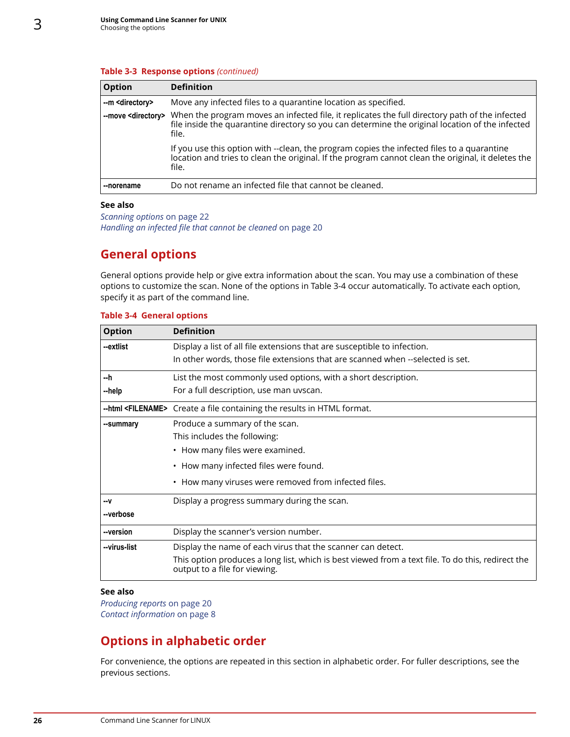**Table 3-3 Response options** *(continued)*

| Option | Definition |
|---|---|
| **--m <directory>**<br>**--move <directory>** | Move any infected files to a quarantine location as specified.<br>When the program moves an infected file, it replicates the full directory path of the infected file inside the quarantine directory so you can determine the original location of the infected file.<br>If you use this option with --clean, the program copies the infected files to a quarantine location and tries to clean the original. If the program cannot clean the original, it deletes the file. |
| **--norename** | Do not rename an infected file that cannot be cleaned. |

**See also**

*Scanning options* on page 22
*Handling an infected file that cannot be cleaned* on page 20

## General options

General options provide help or give extra information about the scan. You may use a combination of these options to customize the scan. None of the options in Table 3-4 occur automatically. To activate each option, specify it as part of the command line.

**Table 3-4 General options**

| Option | Definition |
|---|---|
| **--extlist** | Display a list of all file extensions that are susceptible to infection.<br>In other words, those file extensions that are scanned when --selected is set. |
| **--h**<br>**--help** | List the most commonly used options, with a short description.<br>For a full description, use man uvscan. |
| **--html <FILENAME>** | Create a file containing the results in HTML format. |
| **--summary** | Produce a summary of the scan.<br>This includes the following:<br>• How many files were examined.<br>• How many infected files were found.<br>• How many viruses were removed from infected files. |
| **--v**<br>**--verbose** | Display a progress summary during the scan. |
| **--version** | Display the scanner's version number. |
| **--virus-list** | Display the name of each virus that the scanner can detect.<br>This option produces a long list, which is best viewed from a text file. To do this, redirect the output to a file for viewing. |

**See also**

*Producing reports* on page 20
*Contact information* on page 8

## Options in alphabetic order

For convenience, the options are repeated in this section in alphabetic order. For fuller descriptions, see the previous sections.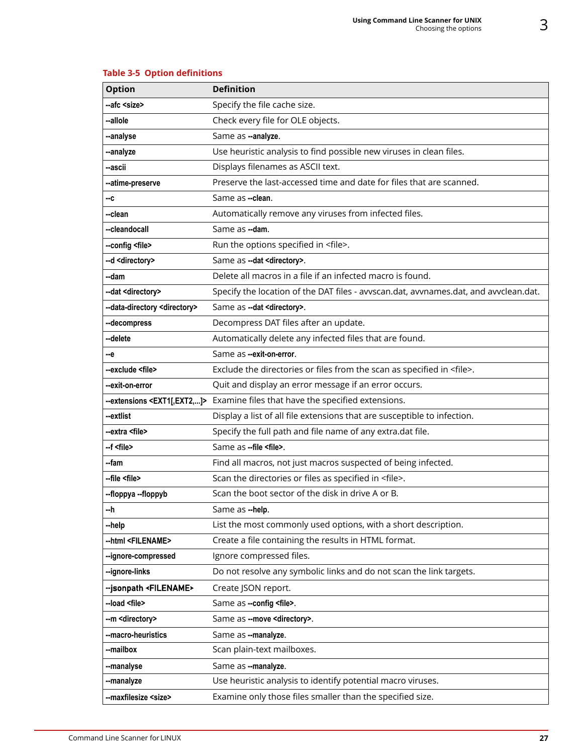**Table 3-5 Option definitions**

| Option | Definition |
|---|---|
| **--afc <size>** | Specify the file cache size. |
| **--allole** | Check every file for OLE objects. |
| **--analyse** | Same as **--analyze**. |
| **--analyze** | Use heuristic analysis to find possible new viruses in clean files. |
| **--ascii** | Displays filenames as ASCII text. |
| **--atime-preserve** | Preserve the last-accessed time and date for files that are scanned. |
| **--c** | Same as **--clean**. |
| **--clean** | Automatically remove any viruses from infected files. |
| **--cleandocall** | Same as **--dam**. |
| **--config <file>** | Run the options specified in <file>. |
| **--d <directory>** | Same as **--dat <directory>**. |
| **--dam** | Delete all macros in a file if an infected macro is found. |
| **--dat <directory>** | Specify the location of the DAT files - avvscan.dat, avvnames.dat, and avvclean.dat. |
| **--data-directory <directory>** | Same as **--dat <directory>**. |
| **--decompress** | Decompress DAT files after an update. |
| **--delete** | Automatically delete any infected files that are found. |
| **--e** | Same as **--exit-on-error**. |
| **--exclude <file>** | Exclude the directories or files from the scan as specified in <file>. |
| **--exit-on-error** | Quit and display an error message if an error occurs. |
| **--extensions <EXT1[,EXT2,...]>** | Examine files that have the specified extensions. |
| **--extlist** | Display a list of all file extensions that are susceptible to infection. |
| **--extra <file>** | Specify the full path and file name of any extra.dat file. |
| **--f <file>** | Same as **--file <file>**. |
| **--fam** | Find all macros, not just macros suspected of being infected. |
| **--file <file>** | Scan the directories or files as specified in <file>. |
| **--floppya --floppyb** | Scan the boot sector of the disk in drive A or B. |
| **--h** | Same as **--help**. |
| **--help** | List the most commonly used options, with a short description. |
| **--html <FILENAME>** | Create a file containing the results in HTML format. |
| **--ignore-compressed** | Ignore compressed files. |
| **--ignore-links** | Do not resolve any symbolic links and do not scan the link targets. |
| **--jsonpath <FILENAME>** | Create JSON report. |
| **--load <file>** | Same as **--config <file>**. |
| **--m <directory>** | Same as **--move <directory>**. |
| **--macro-heuristics** | Same as **--manalyze**. |
| **--mailbox** | Scan plain-text mailboxes. |
| **--manalyse** | Same as **--manalyze**. |
| **--manalyze** | Use heuristic analysis to identify potential macro viruses. |
| **--maxfilesize <size>** | Examine only those files smaller than the specified size. |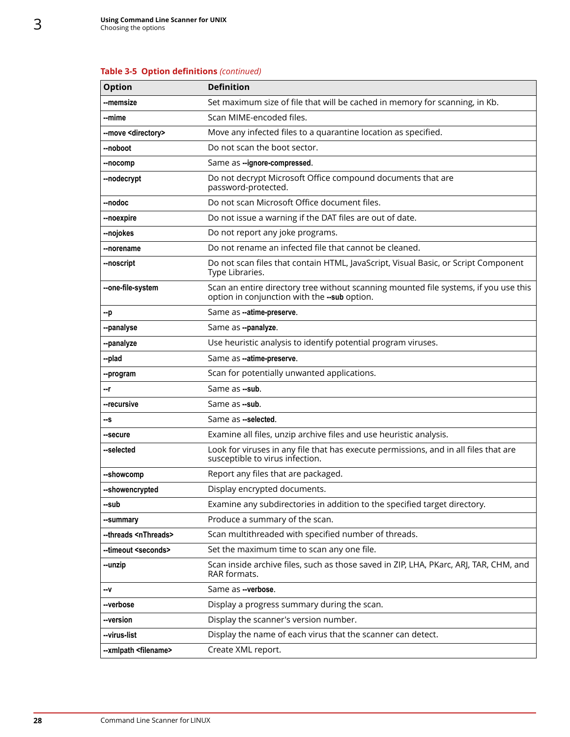**Table 3-5 Option definitions** *(continued)*

| Option | Definition |
|---|---|
| **--memsize** | Set maximum size of file that will be cached in memory for scanning, in Kb. |
| **--mime** | Scan MIME-encoded files. |
| **--move <directory>** | Move any infected files to a quarantine location as specified. |
| **--noboot** | Do not scan the boot sector. |
| **--nocomp** | Same as **--ignore-compressed**. |
| **--nodecrypt** | Do not decrypt Microsoft Office compound documents that are password-protected. |
| **--nodoc** | Do not scan Microsoft Office document files. |
| **--noexpire** | Do not issue a warning if the DAT files are out of date. |
| **--nojokes** | Do not report any joke programs. |
| **--norename** | Do not rename an infected file that cannot be cleaned. |
| **--noscript** | Do not scan files that contain HTML, JavaScript, Visual Basic, or Script Component Type Libraries. |
| **--one-file-system** | Scan an entire directory tree without scanning mounted file systems, if you use this option in conjunction with the **--sub** option. |
| **--p** | Same as **--atime-preserve**. |
| **--panalyse** | Same as **--panalyze**. |
| **--panalyze** | Use heuristic analysis to identify potential program viruses. |
| **--plad** | Same as **--atime-preserve**. |
| **--program** | Scan for potentially unwanted applications. |
| **--r** | Same as **--sub**. |
| **--recursive** | Same as **--sub**. |
| **--s** | Same as **--selected**. |
| **--secure** | Examine all files, unzip archive files and use heuristic analysis. |
| **--selected** | Look for viruses in any file that has execute permissions, and in all files that are susceptible to virus infection. |
| **--showcomp** | Report any files that are packaged. |
| **--showencrypted** | Display encrypted documents. |
| **--sub** | Examine any subdirectories in addition to the specified target directory. |
| **--summary** | Produce a summary of the scan. |
| **--threads <nThreads>** | Scan multithreaded with specified number of threads. |
| **--timeout <seconds>** | Set the maximum time to scan any one file. |
| **--unzip** | Scan inside archive files, such as those saved in ZIP, LHA, PKarc, ARJ, TAR, CHM, and RAR formats. |
| **--v** | Same as **--verbose**. |
| **--verbose** | Display a progress summary during the scan. |
| **--version** | Display the scanner's version number. |
| **--virus-list** | Display the name of each virus that the scanner can detect. |
| **--xmlpath <filename>** | Create XML report. |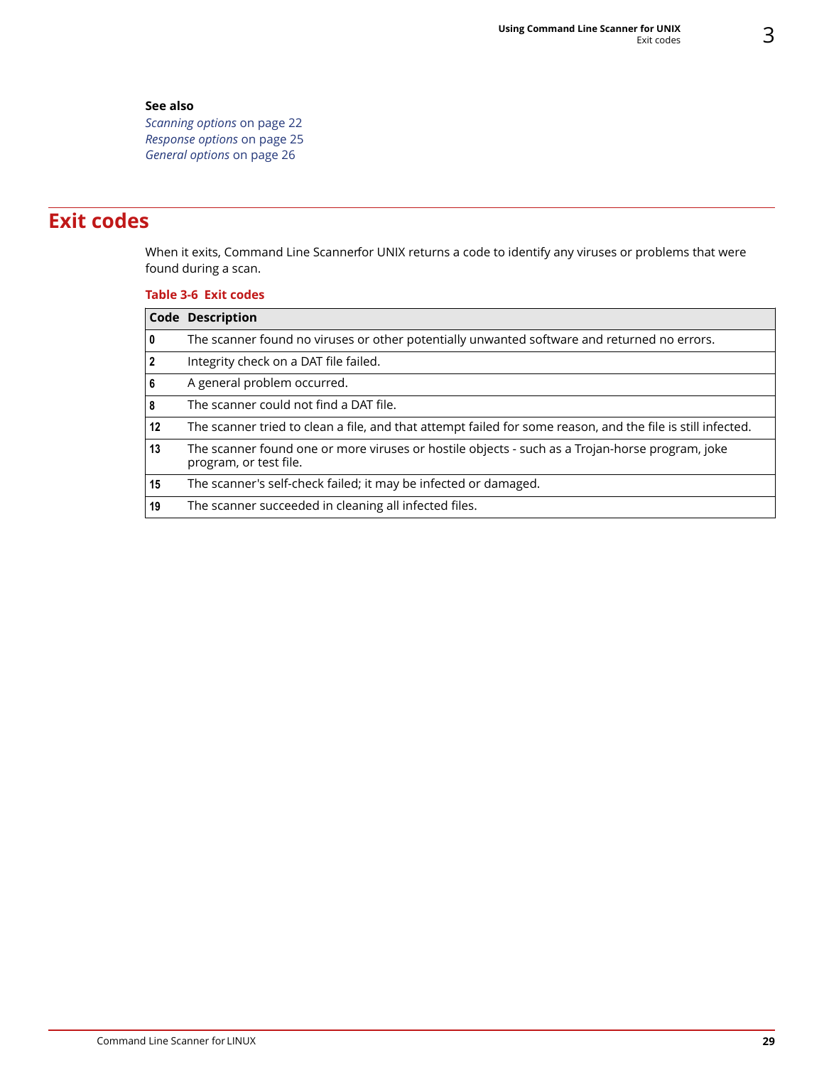**See also**

*Scanning options* on page 22
*Response options* on page 25
*General options* on page 26

## Exit codes

When it exits, Command Line Scannerfor UNIX returns a code to identify any viruses or problems that were found during a scan.

**Table 3-6 Exit codes**

| Code | Description |
|---|---|
| **0** | The scanner found no viruses or other potentially unwanted software and returned no errors. |
| **2** | Integrity check on a DAT file failed. |
| **6** | A general problem occurred. |
| **8** | The scanner could not find a DAT file. |
| **12** | The scanner tried to clean a file, and that attempt failed for some reason, and the file is still infected. |
| **13** | The scanner found one or more viruses or hostile objects - such as a Trojan-horse program, joke program, or test file. |
| **15** | The scanner's self-check failed; it may be infected or damaged. |
| **19** | The scanner succeeded in cleaning all infected files. |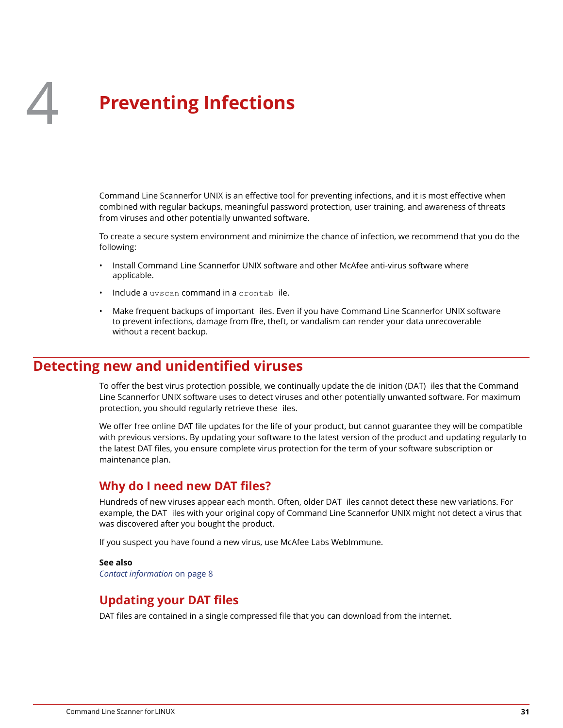# 4 Preventing Infections

Command Line Scannerfor UNIX is an effective tool for preventing infections, and it is most effective when combined with regular backups, meaningful password protection, user training, and awareness of threats from viruses and other potentially unwanted software.

To create a secure system environment and minimize the chance of infection, we recommend that you do the following:

- Install Command Line Scannerfor UNIX software and other McAfee anti-virus software where applicable.
- Include a `uvscan` command in a `crontab` ile.
- Make frequent backups of important iles. Even if you have Command Line Scannerfor UNIX software to prevent infections, damage from ffre, theft, or vandalism can render your data unrecoverable without a recent backup.

## Detecting new and unidentified viruses

To offer the best virus protection possible, we continually update the de inition (DAT) iles that the Command Line Scannerfor UNIX software uses to detect viruses and other potentially unwanted software. For maximum protection, you should regularly retrieve these iles.

We offer free online DAT file updates for the life of your product, but cannot guarantee they will be compatible with previous versions. By updating your software to the latest version of the product and updating regularly to the latest DAT files, you ensure complete virus protection for the term of your software subscription or maintenance plan.

### Why do I need new DAT files?

Hundreds of new viruses appear each month. Often, older DAT iles cannot detect these new variations. For example, the DAT iles with your original copy of Command Line Scannerfor UNIX might not detect a virus that was discovered after you bought the product.

If you suspect you have found a new virus, use McAfee Labs WebImmune.

**See also**

*Contact information* on page 8

### Updating your DAT files

DAT files are contained in a single compressed file that you can download from the internet.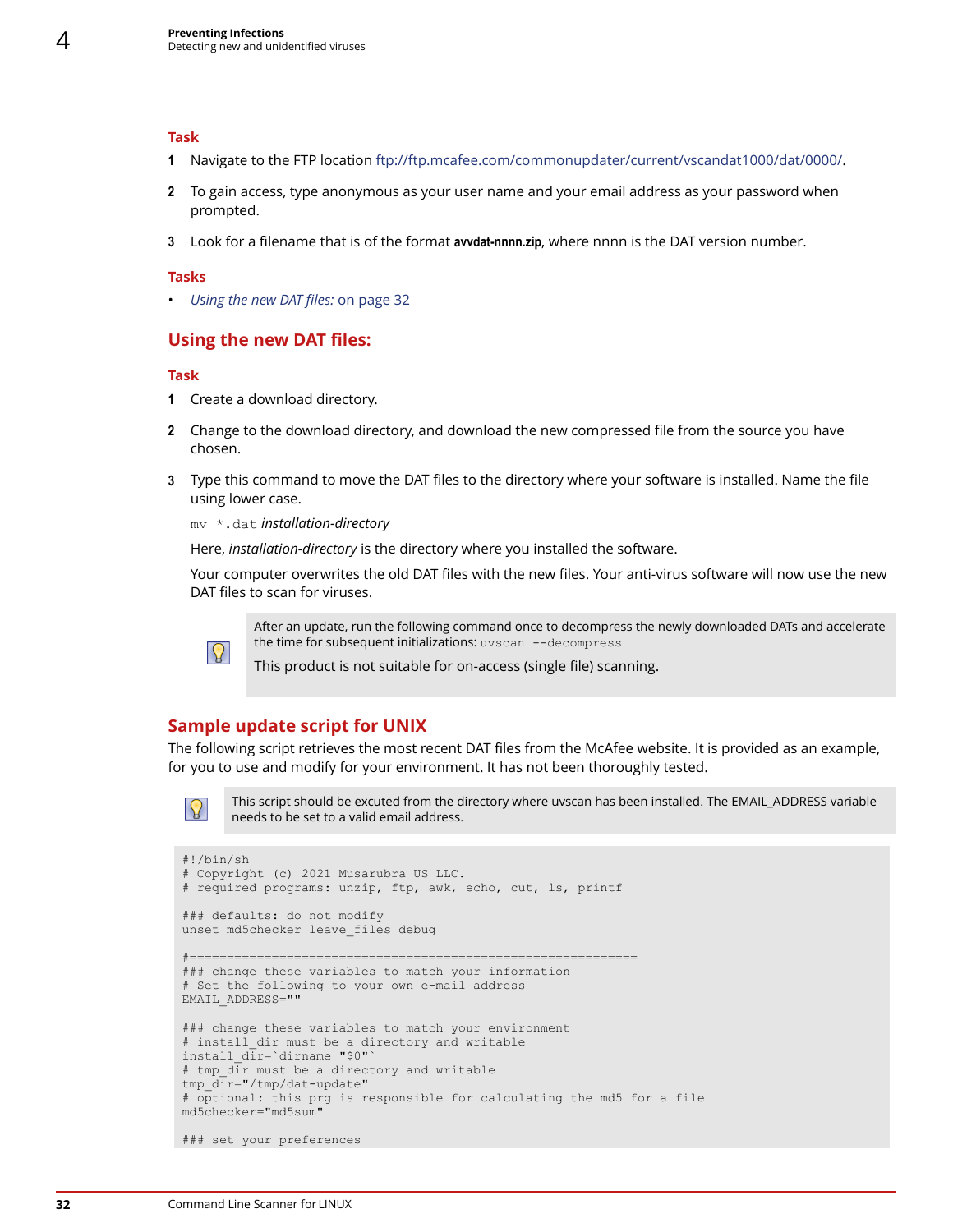**Task**

1. Navigate to the FTP location ftp://ftp.mcafee.com/commonupdater/current/vscandat1000/dat/0000/.
2. To gain access, type anonymous as your user name and your email address as your password when prompted.
3. Look for a filename that is of the format **avvdat-nnnn.zip**, where nnnn is the DAT version number.

**Tasks**

- *Using the new DAT files:* on page 32

## Using the new DAT files:

**Task**

1. Create a download directory.
2. Change to the download directory, and download the new compressed file from the source you have chosen.
3. Type this command to move the DAT files to the directory where your software is installed. Name the file using lower case.

   `mv *.dat` *installation-directory*

   Here, *installation-directory* is the directory where you installed the software.

   Your computer overwrites the old DAT files with the new files. Your anti-virus software will now use the new DAT files to scan for viruses.

> After an update, run the following command once to decompress the newly downloaded DATs and accelerate the time for subsequent initializations: `uvscan --decompress`
>
> This product is not suitable for on-access (single file) scanning.

## Sample update script for UNIX

The following script retrieves the most recent DAT files from the McAfee website. It is provided as an example, for you to use and modify for your environment. It has not been thoroughly tested.

> This script should be excuted from the directory where uvscan has been installed. The EMAIL_ADDRESS variable needs to be set to a valid email address.

```
#!/bin/sh
# Copyright (c) 2021 Musarubra US LLC.
# required programs: unzip, ftp, awk, echo, cut, ls, printf

### defaults: do not modify
unset md5checker leave_files debug

#============================================================
### change these variables to match your information
# Set the following to your own e-mail address
EMAIL_ADDRESS=""

### change these variables to match your environment
# install_dir must be a directory and writable
install_dir=`dirname "$0"`
# tmp_dir must be a directory and writable
tmp_dir="/tmp/dat-update"
# optional: this prg is responsible for calculating the md5 for a file
md5checker="md5sum"

### set your preferences
```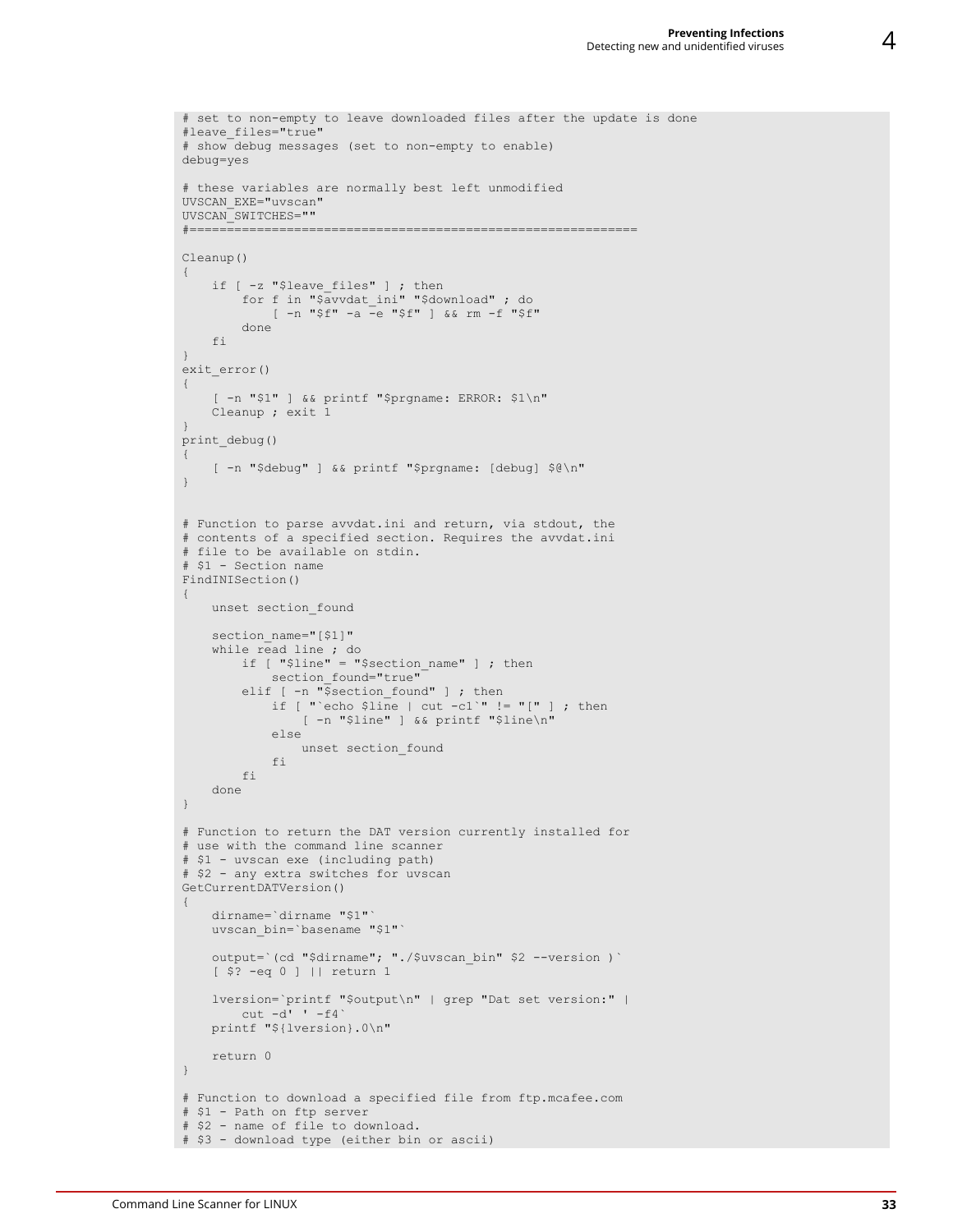```
# set to non-empty to leave downloaded files after the update is done
#leave_files="true"
# show debug messages (set to non-empty to enable)
debug=yes

# these variables are normally best left unmodified
UVSCAN_EXE="uvscan"
UVSCAN_SWITCHES=""
#=============================================================

Cleanup()
{
    if [ -z "$leave_files" ] ; then
        for f in "$avvdat_ini" "$download" ; do
            [ -n "$f" -a -e "$f" ] && rm -f "$f"
        done
    fi
}
exit_error()
{
    [ -n "$1" ] && printf "$prgname: ERROR: $1\n"
    Cleanup ; exit 1
}
print_debug()
{
    [ -n "$debug" ] && printf "$prgname: [debug] $@\n"
}


# Function to parse avvdat.ini and return, via stdout, the
# contents of a specified section. Requires the avvdat.ini
# file to be available on stdin.
# $1 - Section name
FindINISection()
{
    unset section_found

    section_name="[$1]"
    while read line ; do
        if [ "$line" = "$section_name" ] ; then
            section_found="true"
        elif [ -n "$section_found" ] ; then
            if [ "`echo $line | cut -c1`" != "[" ] ; then
                [ -n "$line" ] && printf "$line\n"
            else
                unset section_found
            fi
        fi
    done
}

# Function to return the DAT version currently installed for
# use with the command line scanner
# $1 - uvscan exe (including path)
# $2 - any extra switches for uvscan
GetCurrentDATVersion()
{
    dirname=`dirname "$1"`
    uvscan_bin=`basename "$1"`

    output=`(cd "$dirname"; "./$uvscan_bin" $2 --version )`
    [ $? -eq 0 ] || return 1

    lversion=`printf "$output\n" | grep "Dat set version:" |
        cut -d' ' -f4`
    printf "${lversion}.0\n"

    return 0
}

# Function to download a specified file from ftp.mcafee.com
# $1 - Path on ftp server
# $2 - name of file to download.
# $3 - download type (either bin or ascii)
```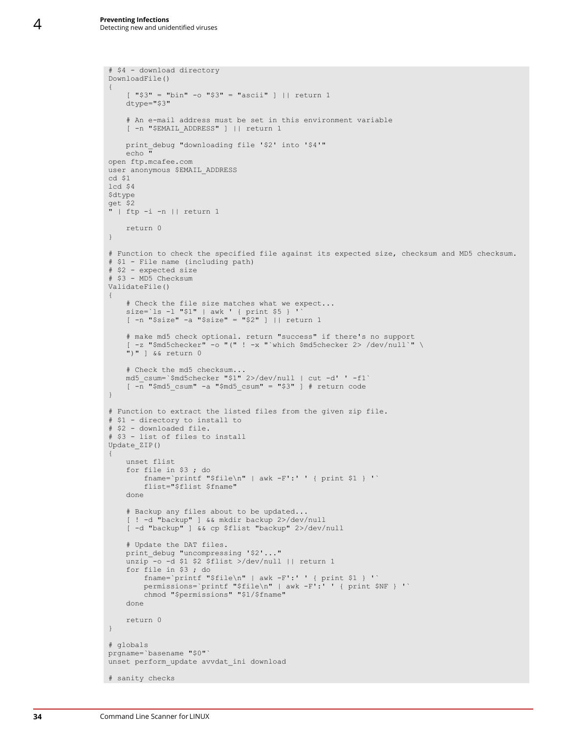```
# $4 - download directory
DownloadFile()
{
    [ "$3" = "bin" -o "$3" = "ascii" ] || return 1
    dtype="$3"

    # An e-mail address must be set in this environment variable
    [ -n "$EMAIL_ADDRESS" ] || return 1

    print_debug "downloading file '$2' into '$4'"
    echo "
open ftp.mcafee.com
user anonymous $EMAIL_ADDRESS
cd $1
lcd $4
$dtype
get $2
" | ftp -i -n || return 1

    return 0
}

# Function to check the specified file against its expected size, checksum and MD5 checksum.
# $1 - File name (including path)
# $2 - expected size
# $3 - MD5 Checksum
ValidateFile()
{
    # Check the file size matches what we expect...
    size=`ls -l "$1" | awk ' { print $5 } '`
    [ -n "$size" -a "$size" = "$2" ] || return 1

    # make md5 check optional. return "success" if there's no support
    [ -z "$md5checker" -o "(" ! -x "`which $md5checker 2> /dev/null`" \
    ")" ] && return 0

    # Check the md5 checksum...
    md5_csum=`$md5checker "$1" 2>/dev/null | cut -d' ' -f1`
    [ -n "$md5_csum" -a "$md5_csum" = "$3" ] # return code
}

# Function to extract the listed files from the given zip file.
# $1 - directory to install to
# $2 - downloaded file.
# $3 - list of files to install
Update_ZIP()
{
    unset flist
    for file in $3 ; do
        fname=`printf "$file\n" | awk -F':' ' { print $1 } '`
        flist="$flist $fname"
    done

    # Backup any files about to be updated...
    [ ! -d "backup" ] && mkdir backup 2>/dev/null
    [ -d "backup" ] && cp $flist "backup" 2>/dev/null

    # Update the DAT files.
    print_debug "uncompressing '$2'..."
    unzip -o -d $1 $2 $flist >/dev/null || return 1
    for file in $3 ; do
        fname=`printf "$file\n" | awk -F':' ' { print $1 } '`
        permissions=`printf "$file\n" | awk -F':' ' { print $NF } '`
        chmod "$permissions" "$1/$fname"
    done

    return 0
}

# globals
prgname=`basename "$0"`
unset perform_update avvdat_ini download

# sanity checks
```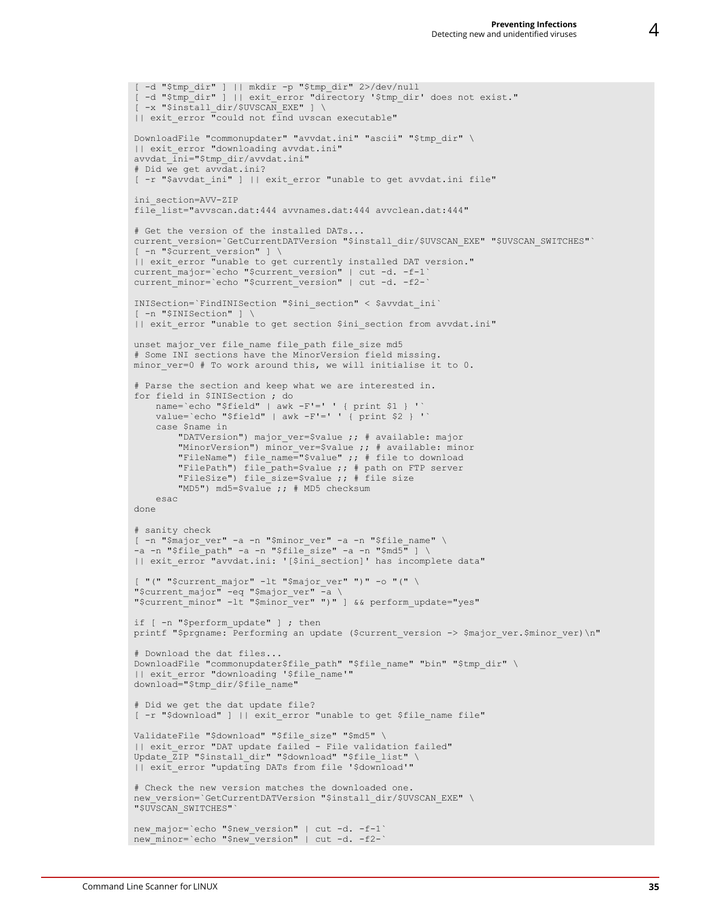```
[ -d "$tmp_dir" ] || mkdir -p "$tmp_dir" 2>/dev/null
[ -d "$tmp_dir" ] || exit_error "directory '$tmp_dir' does not exist."
[ -x "$install_dir/$UVSCAN_EXE" ] \
|| exit_error "could not find uvscan executable"

DownloadFile "commonupdater" "avvdat.ini" "ascii" "$tmp_dir" \
|| exit_error "downloading avvdat.ini"
avvdat_ini="$tmp_dir/avvdat.ini"
# Did we get avvdat.ini?
[ -r "$avvdat_ini" ] || exit_error "unable to get avvdat.ini file"

ini_section=AVV-ZIP
file_list="avvscan.dat:444 avvnames.dat:444 avvclean.dat:444"

# Get the version of the installed DATs...
current_version=`GetCurrentDATVersion "$install_dir/$UVSCAN_EXE" "$UVSCAN_SWITCHES"`
[ -n "$current_version" ] \
|| exit_error "unable to get currently installed DAT version."
current_major=`echo "$current_version" | cut -d. -f-1`
current_minor=`echo "$current_version" | cut -d. -f2-`

INISection=`FindINISection "$ini_section" < $avvdat_ini`
[ -n "$INISection" ] \
|| exit_error "unable to get section $ini_section from avvdat.ini"

unset major_ver file_name file_path file_size md5
# Some INI sections have the MinorVersion field missing.
minor_ver=0 # To work around this, we will initialise it to 0.

# Parse the section and keep what we are interested in.
for field in $INISection ; do
    name=`echo "$field" | awk -F'=' ' { print $1 } '`
    value=`echo "$field" | awk -F'=' ' { print $2 } '`
    case $name in
        "DATVersion") major_ver=$value ;; # available: major
        "MinorVersion") minor_ver=$value ;; # available: minor
        "FileName") file_name="$value" ;; # file to download
        "FilePath") file_path=$value ;; # path on FTP server
        "FileSize") file_size=$value ;; # file size
        "MD5") md5=$value ;; # MD5 checksum
    esac
done

# sanity check
[ -n "$major_ver" -a -n "$minor_ver" -a -n "$file_name" \
-a -n "$file_path" -a -n "$file_size" -a -n "$md5" ] \
|| exit_error "avvdat.ini: '[$ini_section]' has incomplete data"

[ "(" "$current_major" -lt "$major_ver" ")" -o "(" \
"$current_major" -eq "$major_ver" -a \
"$current_minor" -lt "$minor_ver" ")" ] && perform_update="yes"

if [ -n "$perform_update" ] ; then
printf "$prgname: Performing an update ($current_version -> $major_ver.$minor_ver)\n"

# Download the dat files...
DownloadFile "commonupdater$file_path" "$file_name" "bin" "$tmp_dir" \
|| exit_error "downloading '$file_name'"
download="$tmp_dir/$file_name"

# Did we get the dat update file?
[ -r "$download" ] || exit_error "unable to get $file_name file"

ValidateFile "$download" "$file_size" "$md5" \
|| exit_error "DAT update failed - File validation failed"
Update_ZIP "$install_dir" "$download" "$file_list" \
|| exit_error "updating DATs from file '$download'"

# Check the new version matches the downloaded one.
new_version=`GetCurrentDATVersion "$install_dir/$UVSCAN_EXE" \
"$UVSCAN_SWITCHES"`

new_major=`echo "$new_version" | cut -d. -f-1`
new_minor=`echo "$new_version" | cut -d. -f2-`
```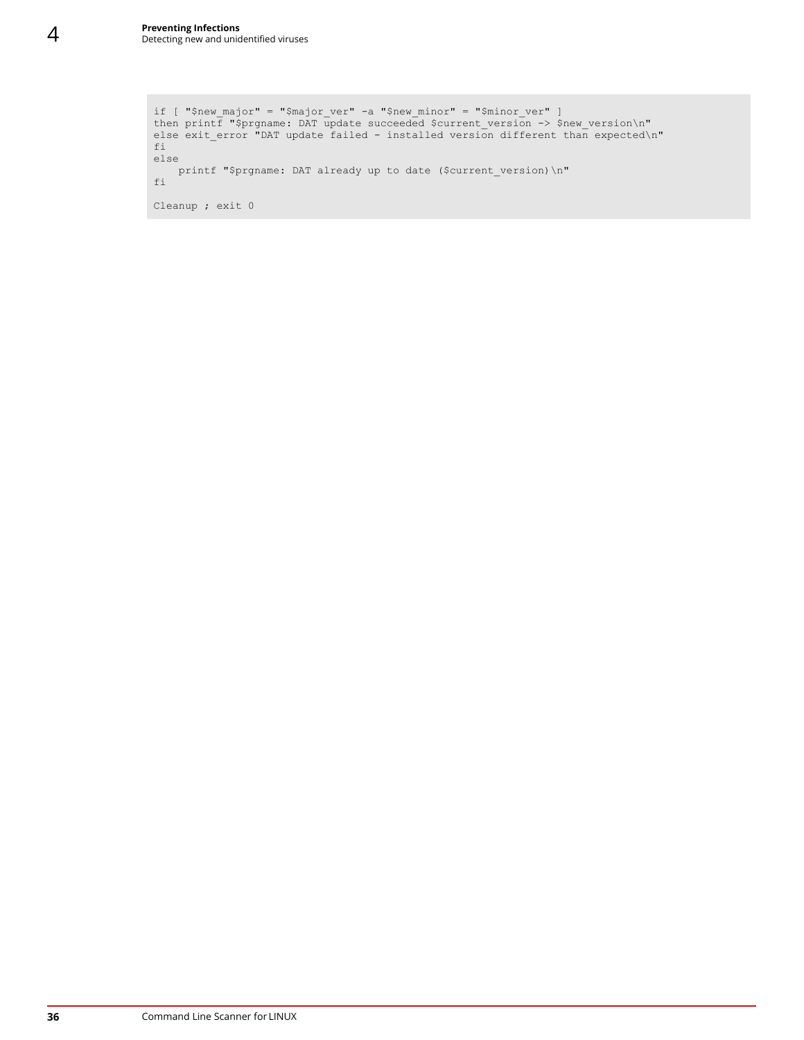```
if [ "$new_major" = "$major_ver" -a "$new_minor" = "$minor_ver" ]
then printf "$prgname: DAT update succeeded $current_version -> $new_version\n"
else exit_error "DAT update failed - installed version different than expected\n"
fi
else
    printf "$prgname: DAT already up to date ($current_version)\n"
fi

Cleanup ; exit 0
```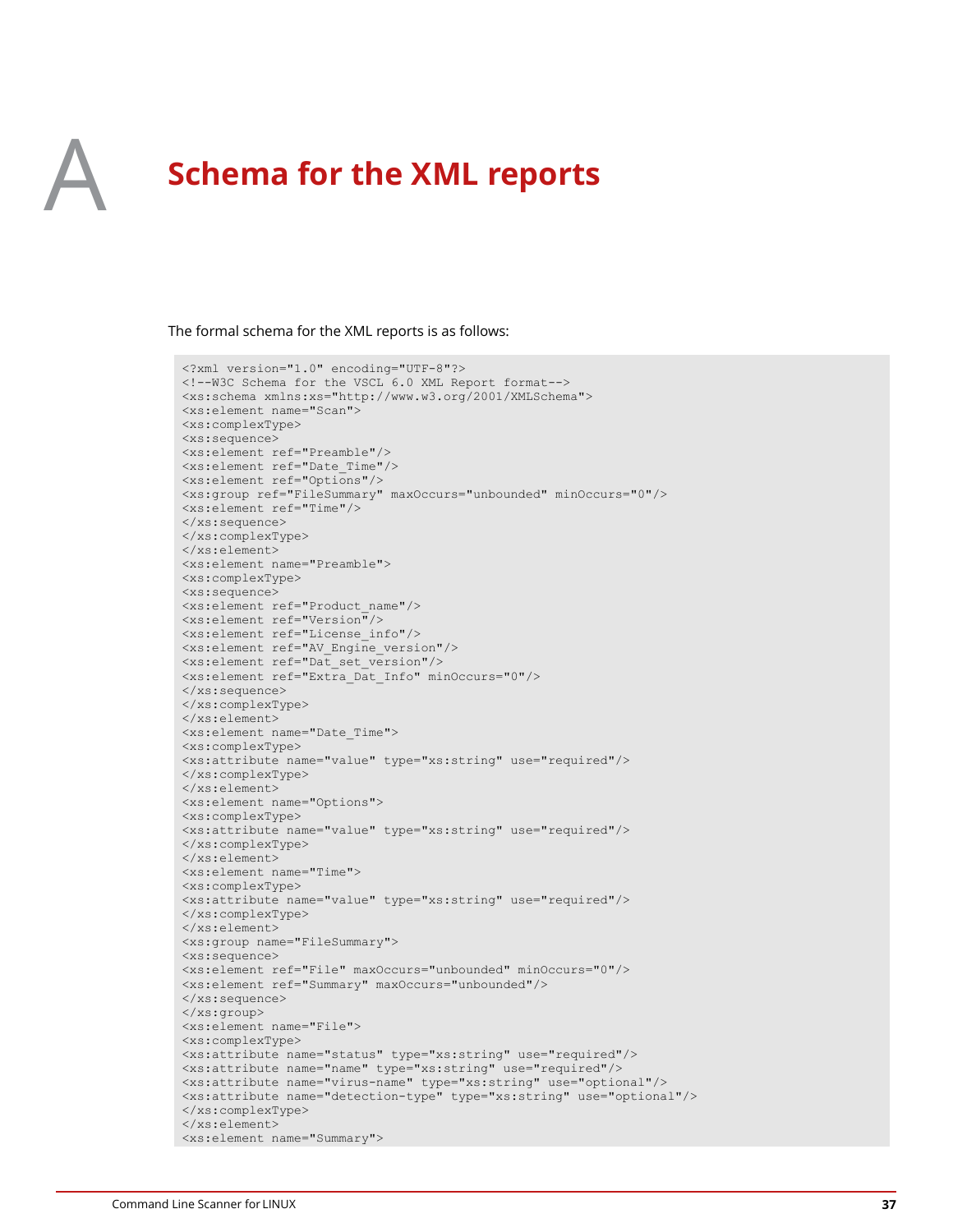# A Schema for the XML reports

The formal schema for the XML reports is as follows:

```
<?xml version="1.0" encoding="UTF-8"?>
<!--W3C Schema for the VSCL 6.0 XML Report format-->
<xs:schema xmlns:xs="http://www.w3.org/2001/XMLSchema">
<xs:element name="Scan">
<xs:complexType>
<xs:sequence>
<xs:element ref="Preamble"/>
<xs:element ref="Date_Time"/>
<xs:element ref="Options"/>
<xs:group ref="FileSummary" maxOccurs="unbounded" minOccurs="0"/>
<xs:element ref="Time"/>
</xs:sequence>
</xs:complexType>
</xs:element>
<xs:element name="Preamble">
<xs:complexType>
<xs:sequence>
<xs:element ref="Product_name"/>
<xs:element ref="Version"/>
<xs:element ref="License_info"/>
<xs:element ref="AV_Engine_version"/>
<xs:element ref="Dat_set_version"/>
<xs:element ref="Extra_Dat_Info" minOccurs="0"/>
</xs:sequence>
</xs:complexType>
</xs:element>
<xs:element name="Date_Time">
<xs:complexType>
<xs:attribute name="value" type="xs:string" use="required"/>
</xs:complexType>
</xs:element>
<xs:element name="Options">
<xs:complexType>
<xs:attribute name="value" type="xs:string" use="required"/>
</xs:complexType>
</xs:element>
<xs:element name="Time">
<xs:complexType>
<xs:attribute name="value" type="xs:string" use="required"/>
</xs:complexType>
</xs:element>
<xs:group name="FileSummary">
<xs:sequence>
<xs:element ref="File" maxOccurs="unbounded" minOccurs="0"/>
<xs:element ref="Summary" maxOccurs="unbounded"/>
</xs:sequence>
</xs:group>
<xs:element name="File">
<xs:complexType>
<xs:attribute name="status" type="xs:string" use="required"/>
<xs:attribute name="name" type="xs:string" use="required"/>
<xs:attribute name="virus-name" type="xs:string" use="optional"/>
<xs:attribute name="detection-type" type="xs:string" use="optional"/>
</xs:complexType>
</xs:element>
<xs:element name="Summary">
```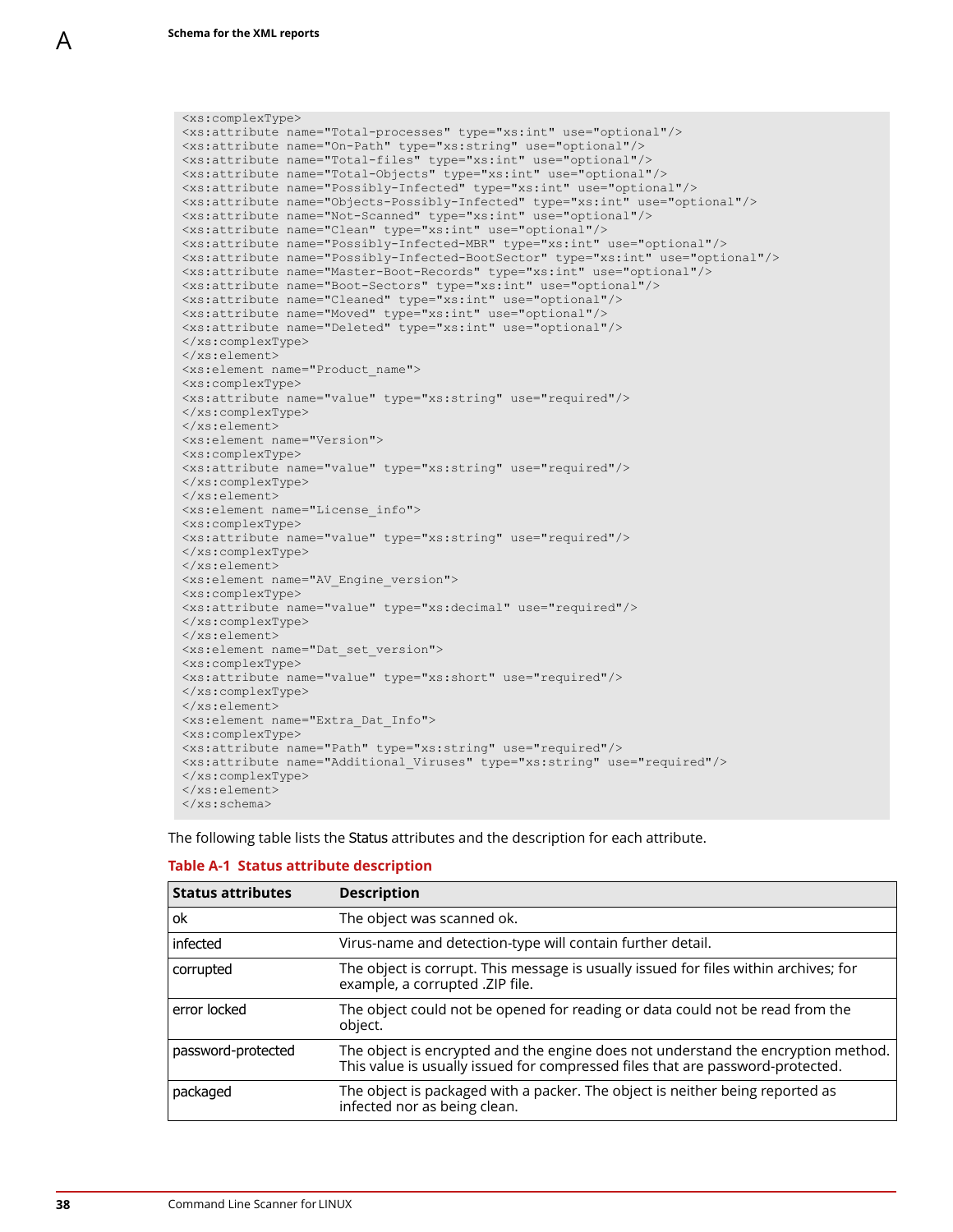```
<xs:complexType>
<xs:attribute name="Total-processes" type="xs:int" use="optional"/>
<xs:attribute name="On-Path" type="xs:string" use="optional"/>
<xs:attribute name="Total-files" type="xs:int" use="optional"/>
<xs:attribute name="Total-Objects" type="xs:int" use="optional"/>
<xs:attribute name="Possibly-Infected" type="xs:int" use="optional"/>
<xs:attribute name="Objects-Possibly-Infected" type="xs:int" use="optional"/>
<xs:attribute name="Not-Scanned" type="xs:int" use="optional"/>
<xs:attribute name="Clean" type="xs:int" use="optional"/>
<xs:attribute name="Possibly-Infected-MBR" type="xs:int" use="optional"/>
<xs:attribute name="Possibly-Infected-BootSector" type="xs:int" use="optional"/>
<xs:attribute name="Master-Boot-Records" type="xs:int" use="optional"/>
<xs:attribute name="Boot-Sectors" type="xs:int" use="optional"/>
<xs:attribute name="Cleaned" type="xs:int" use="optional"/>
<xs:attribute name="Moved" type="xs:int" use="optional"/>
<xs:attribute name="Deleted" type="xs:int" use="optional"/>
</xs:complexType>
</xs:element>
<xs:element name="Product_name">
<xs:complexType>
<xs:attribute name="value" type="xs:string" use="required"/>
</xs:complexType>
</xs:element>
<xs:element name="Version">
<xs:complexType>
<xs:attribute name="value" type="xs:string" use="required"/>
</xs:complexType>
</xs:element>
<xs:element name="License_info">
<xs:complexType>
<xs:attribute name="value" type="xs:string" use="required"/>
</xs:complexType>
</xs:element>
<xs:element name="AV_Engine_version">
<xs:complexType>
<xs:attribute name="value" type="xs:decimal" use="required"/>
</xs:complexType>
</xs:element>
<xs:element name="Dat_set_version">
<xs:complexType>
<xs:attribute name="value" type="xs:short" use="required"/>
</xs:complexType>
</xs:element>
<xs:element name="Extra_Dat_Info">
<xs:complexType>
<xs:attribute name="Path" type="xs:string" use="required"/>
<xs:attribute name="Additional_Viruses" type="xs:string" use="required"/>
</xs:complexType>
</xs:element>
</xs:schema>
```

The following table lists the Status attributes and the description for each attribute.

**Table A-1 Status attribute description**

| Status attributes | Description |
|---|---|
| ok | The object was scanned ok. |
| infected | Virus-name and detection-type will contain further detail. |
| corrupted | The object is corrupt. This message is usually issued for files within archives; for example, a corrupted .ZIP file. |
| error locked | The object could not be opened for reading or data could not be read from the object. |
| password-protected | The object is encrypted and the engine does not understand the encryption method. This value is usually issued for compressed files that are password-protected. |
| packaged | The object is packaged with a packer. The object is neither being reported as infected nor as being clean. |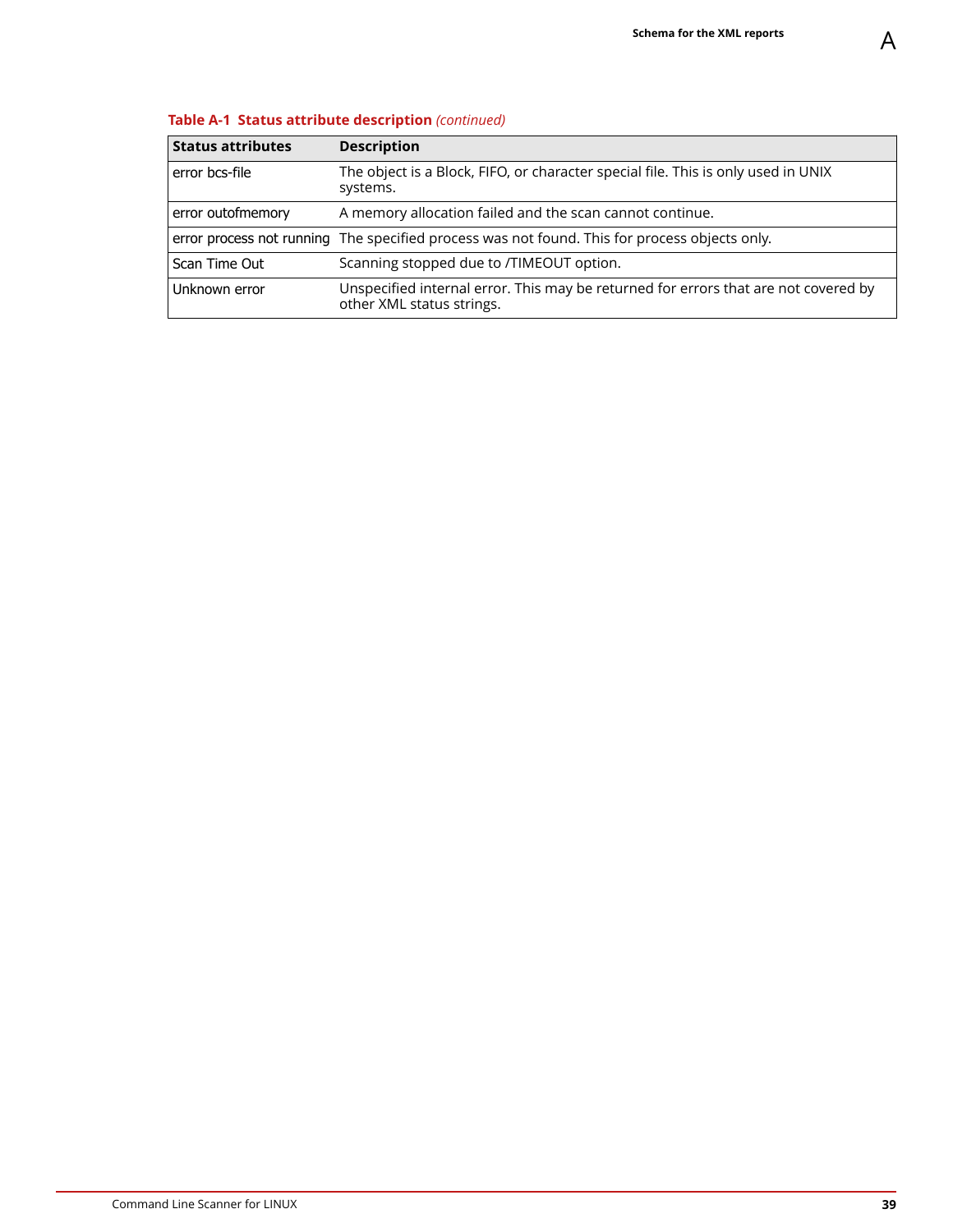**Table A-1 Status attribute description** *(continued)*

| Status attributes | Description |
|---|---|
| error bcs-file | The object is a Block, FIFO, or character special file. This is only used in UNIX systems. |
| error outofmemory | A memory allocation failed and the scan cannot continue. |
| error process not running | The specified process was not found. This for process objects only. |
| Scan Time Out | Scanning stopped due to /TIMEOUT option. |
| Unknown error | Unspecified internal error. This may be returned for errors that are not covered by other XML status strings. |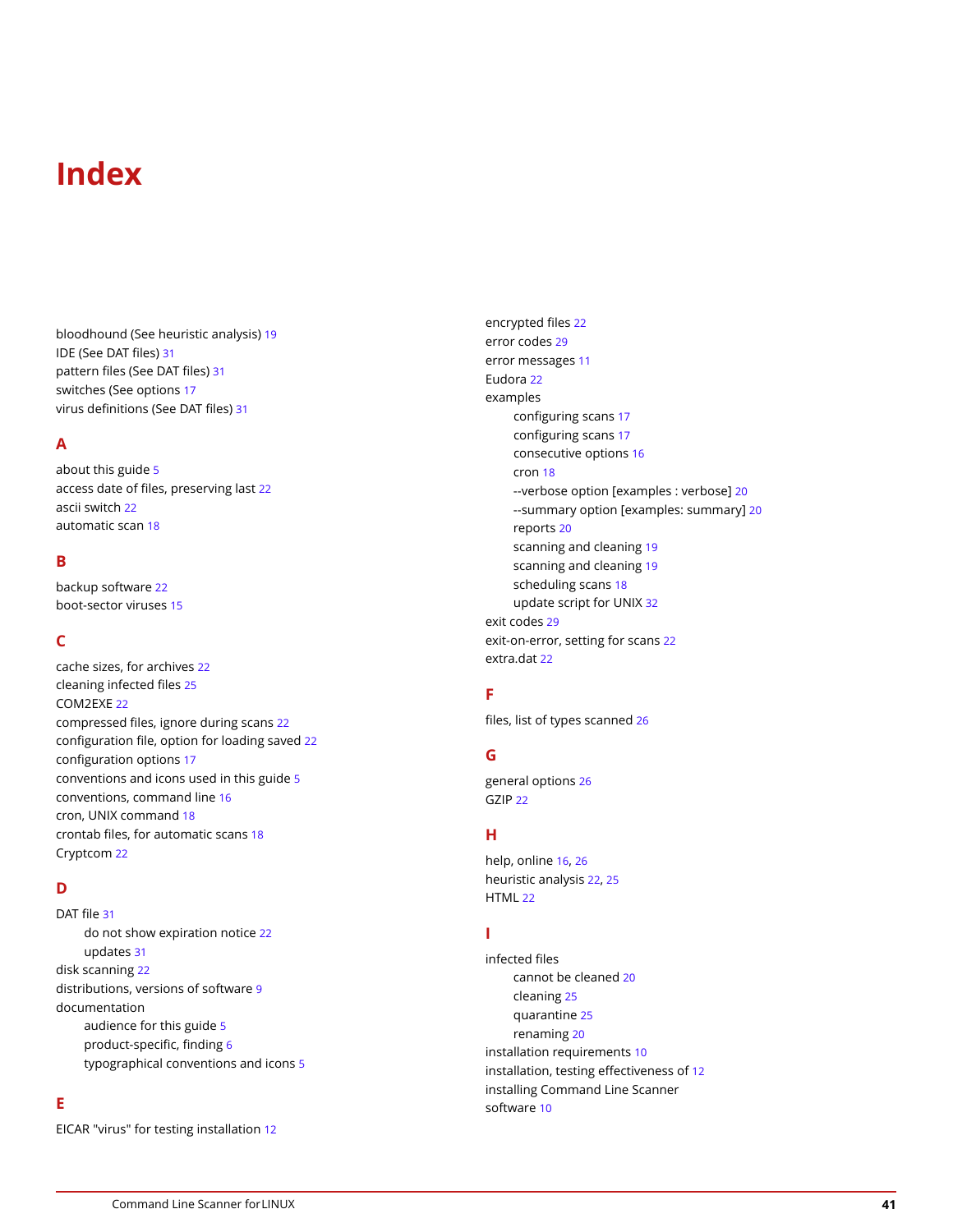# Index

bloodhound (See heuristic analysis) 19
IDE (See DAT files) 31
pattern files (See DAT files) 31
switches (See options 17
virus definitions (See DAT files) 31

## A

about this guide 5
access date of files, preserving last 22
ascii switch 22
automatic scan 18

## B

backup software 22
boot-sector viruses 15

## C

cache sizes, for archives 22
cleaning infected files 25
COM2EXE 22
compressed files, ignore during scans 22
configuration file, option for loading saved 22
configuration options 17
conventions and icons used in this guide 5
conventions, command line 16
cron, UNIX command 18
crontab files, for automatic scans 18
Cryptcom 22

## D

DAT file 31
- do not show expiration notice 22
- updates 31

disk scanning 22
distributions, versions of software 9
documentation
- audience for this guide 5
- product-specific, finding 6
- typographical conventions and icons 5

## E

EICAR "virus" for testing installation 12
encrypted files 22
error codes 29
error messages 11
Eudora 22
examples
- configuring scans 17
- configuring scans 17
- consecutive options 16
- cron 18
- --verbose option [examples : verbose] 20
- --summary option [examples: summary] 20
- reports 20
- scanning and cleaning 19
- scanning and cleaning 19
- scheduling scans 18
- update script for UNIX 32

exit codes 29
exit-on-error, setting for scans 22
extra.dat 22

## F

files, list of types scanned 26

## G

general options 26
GZIP 22

## H

help, online 16, 26
heuristic analysis 22, 25
HTML 22

## I

infected files
- cannot be cleaned 20
- cleaning 25
- quarantine 25
- renaming 20

installation requirements 10
installation, testing effectiveness of 12
installing Command Line Scanner software 10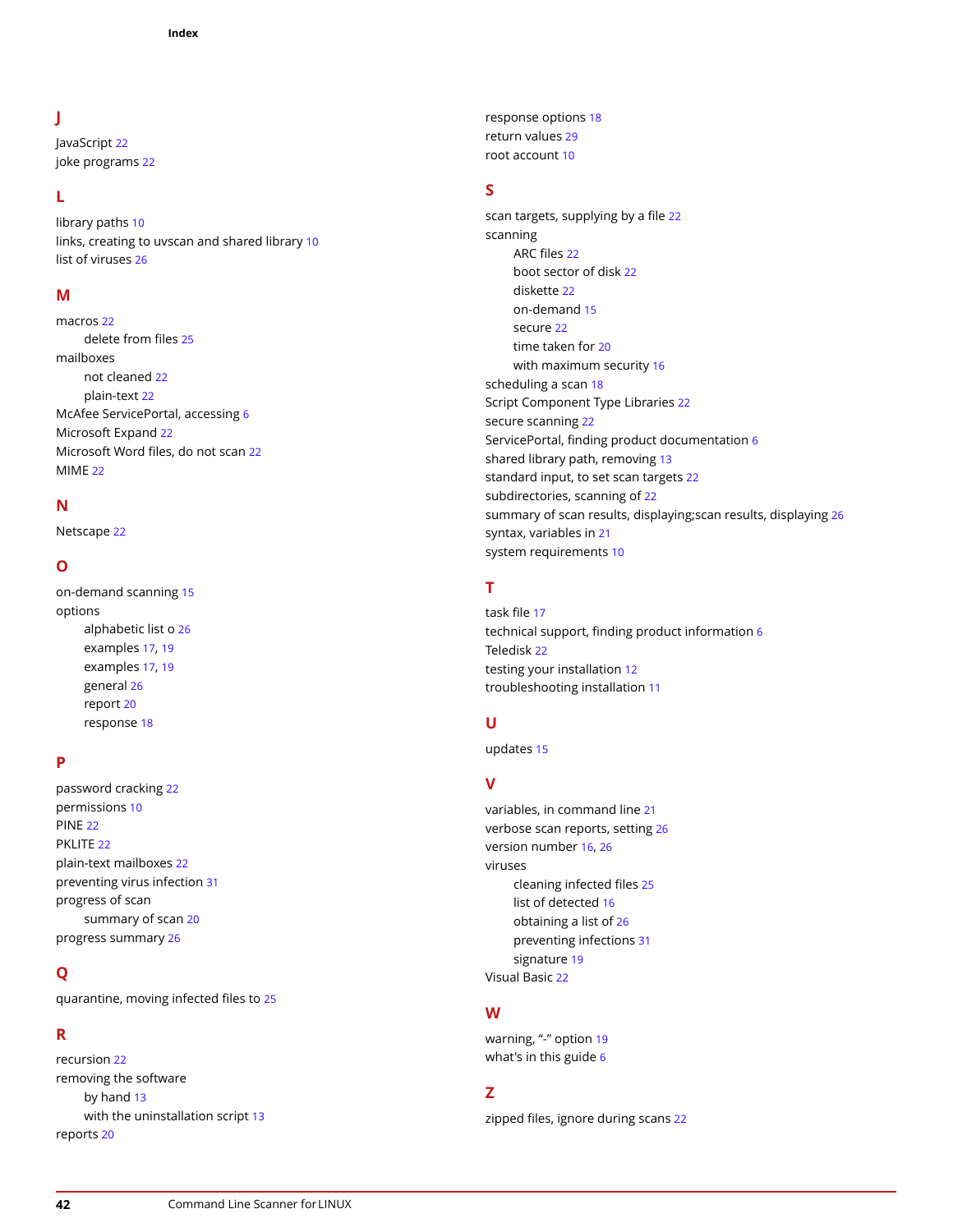## J

JavaScript 22
joke programs 22

## L

library paths 10
links, creating to uvscan and shared library 10
list of viruses 26

## M

macros 22
- delete from files 25

mailboxes
- not cleaned 22
- plain-text 22

McAfee ServicePortal, accessing 6
Microsoft Expand 22
Microsoft Word files, do not scan 22
MIME 22

## N

Netscape 22

## O

on-demand scanning 15
options
- alphabetic list o 26
- examples 17, 19
- examples 17, 19
- general 26
- report 20
- response 18

## P

password cracking 22
permissions 10
PINE 22
PKLITE 22
plain-text mailboxes 22
preventing virus infection 31
progress of scan
- summary of scan 20

progress summary 26

## Q

quarantine, moving infected files to 25

## R

recursion 22
removing the software
- by hand 13
- with the uninstallation script 13

reports 20
response options 18
return values 29
root account 10

## S

scan targets, supplying by a file 22
scanning
- ARC files 22
- boot sector of disk 22
- diskette 22
- on-demand 15
- secure 22
- time taken for 20
- with maximum security 16

scheduling a scan 18
Script Component Type Libraries 22
secure scanning 22
ServicePortal, finding product documentation 6
shared library path, removing 13
standard input, to set scan targets 22
subdirectories, scanning of 22
summary of scan results, displaying;scan results, displaying 26
syntax, variables in 21
system requirements 10

## T

task file 17
technical support, finding product information 6
Teledisk 22
testing your installation 12
troubleshooting installation 11

## U

updates 15

## V

variables, in command line 21
verbose scan reports, setting 26
version number 16, 26
viruses
- cleaning infected files 25
- list of detected 16
- obtaining a list of 26
- preventing infections 31
- signature 19

Visual Basic 22

## W

warning, “-” option 19
what's in this guide 6

## Z

zipped files, ignore during scans 22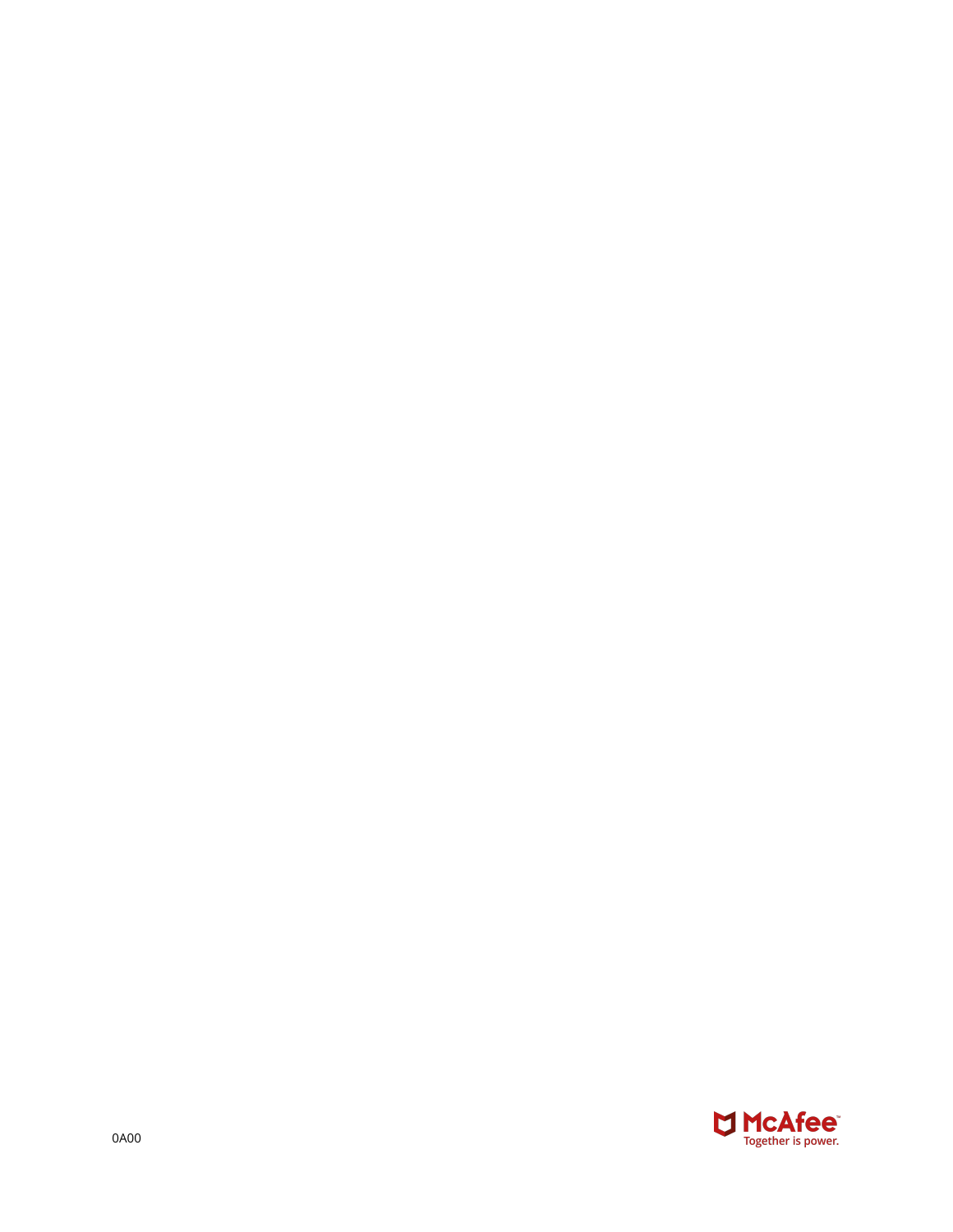0A00